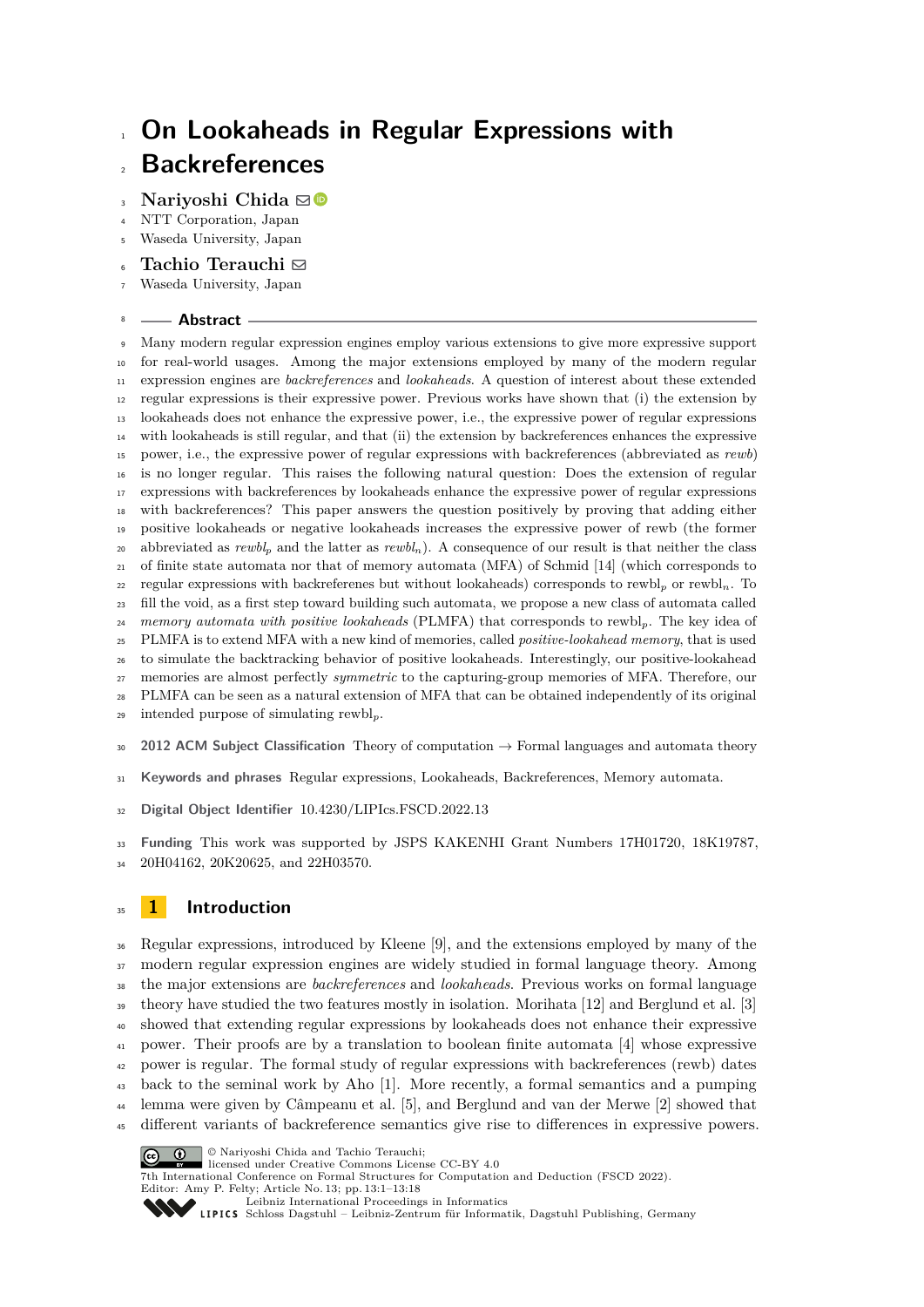# On Lookaheads in Regular Expressions with Backreferences

**Nariyoshi Chida**
NTT Corporation, Japan
Waseda University, Japan

**Tachio Terauchi**
Waseda University, Japan

## Abstract

Many modern regular expression engines employ various extensions to give more expressive support for real-world usages. Among the major extensions employed by many of the modern regular expression engines are *backreferences* and *lookaheads*. A question of interest about these extended regular expressions is their expressive power. Previous works have shown that (i) the extension by lookaheads does not enhance the expressive power, i.e., the expressive power of regular expressions with lookaheads is still regular, and that (ii) the extension by backreferences enhances the expressive power, i.e., the expressive power of regular expressions with backreferences (abbreviated as *rewb*) is no longer regular. This raises the following natural question: Does the extension of regular expressions with backreferences by lookaheads enhance the expressive power of regular expressions with backreferences? This paper answers the question positively by proving that adding either positive lookaheads or negative lookaheads increases the expressive power of rewb (the former abbreviated as $rewbl_p$ and the latter as $rewbl_n$). A consequence of our result is that neither the class of finite state automata nor that of memory automata (MFA) of Schmid [14] (which corresponds to regular expressions with backreferenes but without lookaheads) corresponds to $\mathrm{rewbl}_p$ or $\mathrm{rewbl}_n$. To fill the void, as a first step toward building such automata, we propose a new class of automata called *memory automata with positive lookaheads* (PLMFA) that corresponds to $\mathrm{rewbl}_p$. The key idea of PLMFA is to extend MFA with a new kind of memories, called *positive-lookahead memory*, that is used to simulate the backtracking behavior of positive lookaheads. Interestingly, our positive-lookahead memories are almost perfectly *symmetric* to the capturing-group memories of MFA. Therefore, our PLMFA can be seen as a natural extension of MFA that can be obtained independently of its original intended purpose of simulating $\mathrm{rewbl}_p$.

**2012 ACM Subject Classification** Theory of computation → Formal languages and automata theory

**Keywords and phrases** Regular expressions, Lookaheads, Backreferences, Memory automata.

**Digital Object Identifier** 10.4230/LIPIcs.FSCD.2022.13

**Funding** This work was supported by JSPS KAKENHI Grant Numbers 17H01720, 18K19787, 20H04162, 20K20625, and 22H03570.

## 1 Introduction

Regular expressions, introduced by Kleene [9], and the extensions employed by many of the modern regular expression engines are widely studied in formal language theory. Among the major extensions are *backreferences* and *lookaheads*. Previous works on formal language theory have studied the two features mostly in isolation. Morihata [12] and Berglund et al. [3] showed that extending regular expressions by lookaheads does not enhance their expressive power. Their proofs are by a translation to boolean finite automata [4] whose expressive power is regular. The formal study of regular expressions with backreferences (rewb) dates back to the seminal work by Aho [1]. More recently, a formal semantics and a pumping lemma were given by Câmpeanu et al. [5], and Berglund and van der Merwe [2] showed that different variants of backreference semantics give rise to differences in expressive powers.

© Nariyoshi Chida and Tachio Terauchi;
licensed under Creative Commons License CC-BY 4.0
7th International Conference on Formal Structures for Computation and Deduction (FSCD 2022).
Editor: Amy P. Felty; Article No. 13; pp. 13:1–13:18
Leibniz International Proceedings in Informatics
LIPICS Schloss Dagstuhl – Leibniz-Zentrum für Informatik, Dagstuhl Publishing, Germany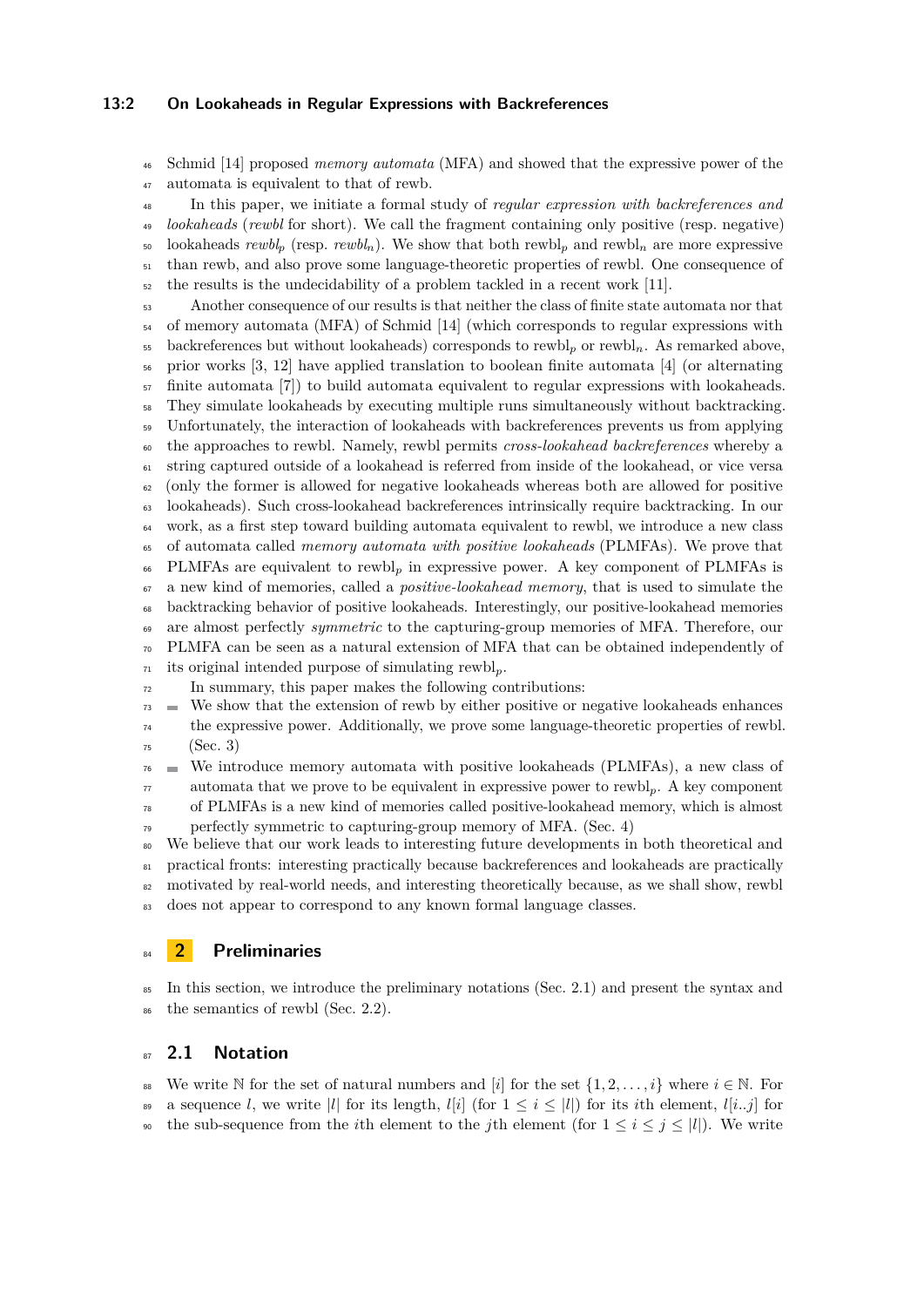Schmid [14] proposed *memory automata* (MFA) and showed that the expressive power of the automata is equivalent to that of rewb.

In this paper, we initiate a formal study of *regular expression with backreferences and lookaheads* (*rewbl* for short). We call the fragment containing only positive (resp. negative) lookaheads *rewbl*$_p$ (resp. *rewbl*$_n$). We show that both rewbl$_p$ and rewbl$_n$ are more expressive than rewb, and also prove some language-theoretic properties of rewbl. One consequence of the results is the undecidability of a problem tackled in a recent work [11].

Another consequence of our results is that neither the class of finite state automata nor that of memory automata (MFA) of Schmid [14] (which corresponds to regular expressions with backreferences but without lookaheads) corresponds to rewbl$_p$ or rewbl$_n$. As remarked above, prior works [3, 12] have applied translation to boolean finite automata [4] (or alternating finite automata [7]) to build automata equivalent to regular expressions with lookaheads. They simulate lookaheads by executing multiple runs simultaneously without backtracking. Unfortunately, the interaction of lookaheads with backreferences prevents us from applying the approaches to rewbl. Namely, rewbl permits *cross-lookahead backreferences* whereby a string captured outside of a lookahead is referred from inside of the lookahead, or vice versa (only the former is allowed for negative lookaheads whereas both are allowed for positive lookaheads). Such cross-lookahead backreferences intrinsically require backtracking. In our work, as a first step toward building automata equivalent to rewbl, we introduce a new class of automata called *memory automata with positive lookaheads* (PLMFAs). We prove that PLMFAs are equivalent to rewbl$_p$ in expressive power. A key component of PLMFAs is a new kind of memories, called a *positive-lookahead memory*, that is used to simulate the backtracking behavior of positive lookaheads. Interestingly, our positive-lookahead memories are almost perfectly *symmetric* to the capturing-group memories of MFA. Therefore, our PLMFA can be seen as a natural extension of MFA that can be obtained independently of its original intended purpose of simulating rewbl$_p$.

In summary, this paper makes the following contributions:

- We show that the extension of rewb by either positive or negative lookaheads enhances the expressive power. Additionally, we prove some language-theoretic properties of rewbl. (Sec. 3)
- We introduce memory automata with positive lookaheads (PLMFAs), a new class of automata that we prove to be equivalent in expressive power to rewbl$_p$. A key component of PLMFAs is a new kind of memories called positive-lookahead memory, which is almost perfectly symmetric to capturing-group memory of MFA. (Sec. 4)

We believe that our work leads to interesting future developments in both theoretical and practical fronts: interesting practically because backreferences and lookaheads are practically motivated by real-world needs, and interesting theoretically because, as we shall show, rewbl does not appear to correspond to any known formal language classes.

## 2 Preliminaries

In this section, we introduce the preliminary notations (Sec. 2.1) and present the syntax and the semantics of rewbl (Sec. 2.2).

### 2.1 Notation

We write $\mathbb{N}$ for the set of natural numbers and $[i]$ for the set $\{1, 2, \ldots, i\}$ where $i \in \mathbb{N}$. For a sequence $l$, we write $|l|$ for its length, $l[i]$ (for $1 \leq i \leq |l|$) for its $i$th element, $l[i..j]$ for the sub-sequence from the $i$th element to the $j$th element (for $1 \leq i \leq j \leq |l|$). We write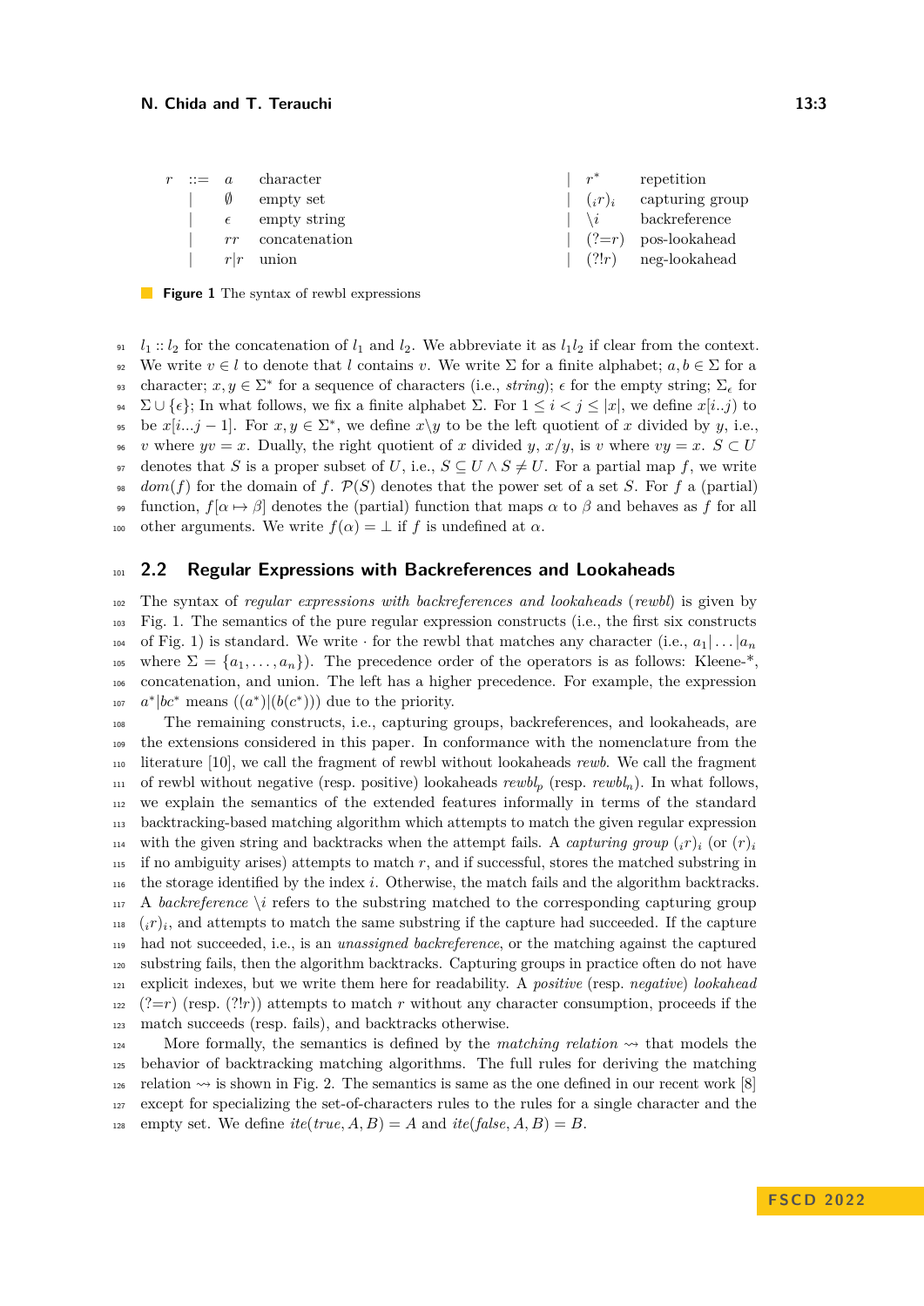| | | | | | |
|---|---|---|---|---|---|
| $r$ ::= | $a$ | character | \| | $r^*$ | repetition |
| \| | $\emptyset$ | empty set | \| | $({}_i r)_i$ | capturing group |
| \| | $\epsilon$ | empty string | \| | $\backslash i$ | backreference |
| \| | $rr$ | concatenation | \| | $(?\!=\!r)$ | pos-lookahead |
| \| | $r\|r$ | union | \| | $(?!r)$ | neg-lookahead |

**Figure 1** The syntax of rewbl expressions

$l_1 :: l_2$ for the concatenation of $l_1$ and $l_2$. We abbreviate it as $l_1 l_2$ if clear from the context. We write $v \in l$ to denote that $l$ contains $v$. We write $\Sigma$ for a finite alphabet; $a, b \in \Sigma$ for a character; $x, y \in \Sigma^*$ for a sequence of characters (i.e., *string*); $\epsilon$ for the empty string; $\Sigma_\epsilon$ for $\Sigma \cup \{\epsilon\}$; In what follows, we fix a finite alphabet $\Sigma$. For $1 \leq i < j \leq |x|$, we define $x[i..j)$ to be $x[i...j-1]$. For $x, y \in \Sigma^*$, we define $x\backslash y$ to be the left quotient of $x$ divided by $y$, i.e., $v$ where $yv = x$. Dually, the right quotient of $x$ divided $y$, $x/y$, is $v$ where $vy = x$. $S \subset U$ denotes that $S$ is a proper subset of $U$, i.e., $S \subseteq U \wedge S \neq U$. For a partial map $f$, we write $dom(f)$ for the domain of $f$. $\mathcal{P}(S)$ denotes that the power set of a set $S$. For $f$ a (partial) function, $f[\alpha \mapsto \beta]$ denotes the (partial) function that maps $\alpha$ to $\beta$ and behaves as $f$ for all other arguments. We write $f(\alpha) = \bot$ if $f$ is undefined at $\alpha$.

## 2.2 Regular Expressions with Backreferences and Lookaheads

The syntax of *regular expressions with backreferences and lookaheads* (*rewbl*) is given by Fig. 1. The semantics of the pure regular expression constructs (i.e., the first six constructs of Fig. 1) is standard. We write $\cdot$ for the rewbl that matches any character (i.e., $a_1|\dots|a_n$ where $\Sigma = \{a_1, \dots, a_n\}$). The precedence order of the operators is as follows: Kleene-\*, concatenation, and union. The left has a higher precedence. For example, the expression $a^*|bc^*$ means $((a^*)|(b(c^*)))$ due to the priority.

The remaining constructs, i.e., capturing groups, backreferences, and lookaheads, are the extensions considered in this paper. In conformance with the nomenclature from the literature [10], we call the fragment of rewbl without lookaheads *rewb*. We call the fragment of rewbl without negative (resp. positive) lookaheads *rewbl$_p$* (resp. *rewbl$_n$*). In what follows, we explain the semantics of the extended features informally in terms of the standard backtracking-based matching algorithm which attempts to match the given regular expression with the given string and backtracks when the attempt fails. A *capturing group* $({}_i r)_i$ (or $(r)_i$ if no ambiguity arises) attempts to match $r$, and if successful, stores the matched substring in the storage identified by the index $i$. Otherwise, the match fails and the algorithm backtracks. A *backreference* $\backslash i$ refers to the substring matched to the corresponding capturing group $({}_i r)_i$, and attempts to match the same substring if the capture had succeeded. If the capture had not succeeded, i.e., is an *unassigned backreference*, or the matching against the captured substring fails, then the algorithm backtracks. Capturing groups in practice often do not have explicit indexes, but we write them here for readability. A *positive* (resp. *negative*) *lookahead* $(?\!=\!r)$ (resp. $(?!r)$) attempts to match $r$ without any character consumption, proceeds if the match succeeds (resp. fails), and backtracks otherwise.

More formally, the semantics is defined by the *matching relation* $\rightsquigarrow$ that models the behavior of backtracking matching algorithms. The full rules for deriving the matching relation $\rightsquigarrow$ is shown in Fig. 2. The semantics is same as the one defined in our recent work [8] except for specializing the set-of-characters rules to the rules for a single character and the empty set. We define $ite(true, A, B) = A$ and $ite(false, A, B) = B$.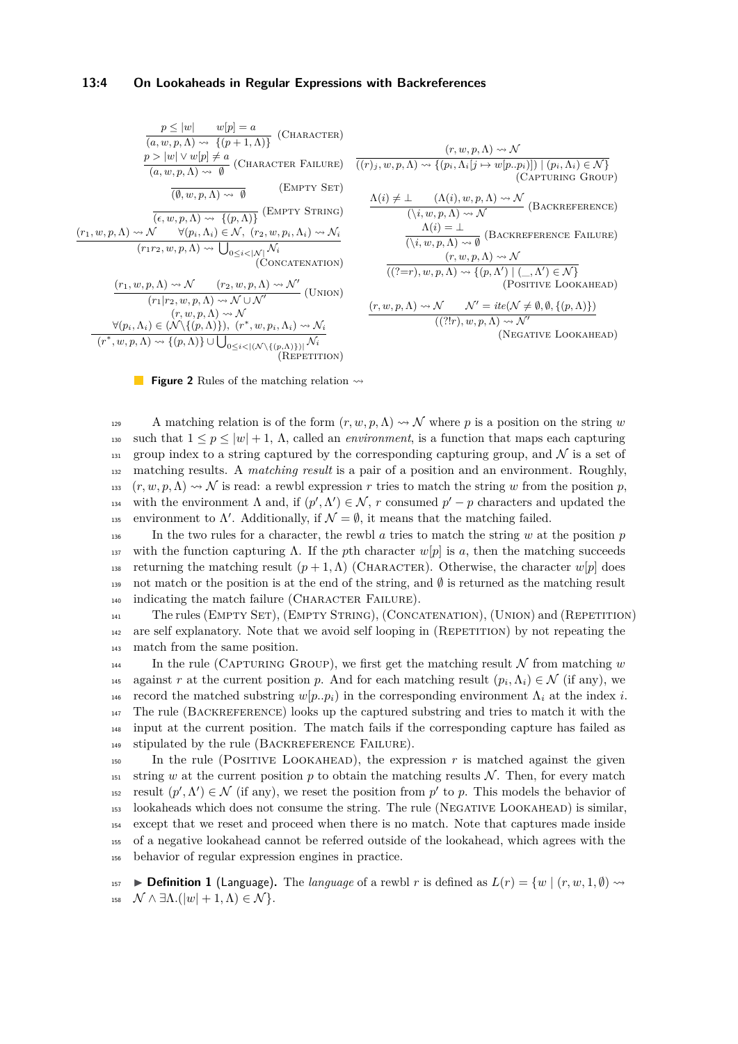$$\frac{p \leq |w| \qquad w[p] = a}{(a, w, p, \Lambda) \rightsquigarrow \{(p+1, \Lambda)\}} \text{ (Character)}$$

$$\frac{p > |w| \vee w[p] \neq a}{(a, w, p, \Lambda) \rightsquigarrow \emptyset} \text{ (Character Failure)}$$

$$\frac{}{(\emptyset, w, p, \Lambda) \rightsquigarrow \emptyset} \text{ (Empty Set)}$$

$$\frac{}{(\epsilon, w, p, \Lambda) \rightsquigarrow \{(p, \Lambda)\}} \text{ (Empty String)}$$

$$\frac{(r_1, w, p, \Lambda) \rightsquigarrow \mathcal{N} \qquad \forall (p_i, \Lambda_i) \in \mathcal{N},\ (r_2, w, p_i, \Lambda_i) \rightsquigarrow \mathcal{N}_i}{(r_1 r_2, w, p, \Lambda) \rightsquigarrow \bigcup_{0 \leq i < |\mathcal{N}|} \mathcal{N}_i} \text{ (Concatenation)}$$

$$\frac{(r_1, w, p, \Lambda) \rightsquigarrow \mathcal{N} \qquad (r_2, w, p, \Lambda) \rightsquigarrow \mathcal{N}'}{(r_1 | r_2, w, p, \Lambda) \rightsquigarrow \mathcal{N} \cup \mathcal{N}'} \text{ (Union)}$$

$$\frac{(r, w, p, \Lambda) \rightsquigarrow \mathcal{N} \qquad \forall (p_i, \Lambda_i) \in (\mathcal{N} \setminus \{(p, \Lambda)\}),\ (r^*, w, p_i, \Lambda_i) \rightsquigarrow \mathcal{N}_i}{(r^*, w, p, \Lambda) \rightsquigarrow \{(p, \Lambda)\} \cup \bigcup_{0 \leq i < |(\mathcal{N} \setminus \{(p, \Lambda)\})|} \mathcal{N}_i} \text{ (Repetition)}$$

$$\frac{(r, w, p, \Lambda) \rightsquigarrow \mathcal{N}}{((r)_j, w, p, \Lambda) \rightsquigarrow \{(p_i, \Lambda_i[j \mapsto w[p..p_i)]) \mid (p_i, \Lambda_i) \in \mathcal{N}\}} \text{ (Capturing Group)}$$

$$\frac{\Lambda(i) \neq \bot \qquad (\Lambda(i), w, p, \Lambda) \rightsquigarrow \mathcal{N}}{(\backslash i, w, p, \Lambda) \rightsquigarrow \mathcal{N}} \text{ (Backreference)}$$

$$\frac{\Lambda(i) = \bot}{(\backslash i, w, p, \Lambda) \rightsquigarrow \emptyset} \text{ (Backreference Failure)}$$

$$\frac{(r, w, p, \Lambda) \rightsquigarrow \mathcal{N}}{((?=r), w, p, \Lambda) \rightsquigarrow \{(p, \Lambda') \mid (\_, \Lambda') \in \mathcal{N}\}} \text{ (Positive Lookahead)}$$

$$\frac{(r, w, p, \Lambda) \rightsquigarrow \mathcal{N} \qquad \mathcal{N}' = ite(\mathcal{N} \neq \emptyset, \emptyset, \{(p, \Lambda)\})}{((?!r), w, p, \Lambda) \rightsquigarrow \mathcal{N}'} \text{ (Negative Lookahead)}$$

**Figure 2** Rules of the matching relation $\rightsquigarrow$

A matching relation is of the form $(r, w, p, \Lambda) \rightsquigarrow \mathcal{N}$ where $p$ is a position on the string $w$ such that $1 \leq p \leq |w| + 1$, $\Lambda$, called an *environment*, is a function that maps each capturing group index to a string captured by the corresponding capturing group, and $\mathcal{N}$ is a set of matching results. A *matching result* is a pair of a position and an environment. Roughly, $(r, w, p, \Lambda) \rightsquigarrow \mathcal{N}$ is read: a rewbl expression $r$ tries to match the string $w$ from the position $p$, with the environment $\Lambda$ and, if $(p', \Lambda') \in \mathcal{N}$, $r$ consumed $p' - p$ characters and updated the environment to $\Lambda'$. Additionally, if $\mathcal{N} = \emptyset$, it means that the matching failed.

In the two rules for a character, the rewbl $a$ tries to match the string $w$ at the position $p$ with the function capturing $\Lambda$. If the $p$th character $w[p]$ is $a$, then the matching succeeds returning the matching result $(p + 1, \Lambda)$ (Character). Otherwise, the character $w[p]$ does not match or the position is at the end of the string, and $\emptyset$ is returned as the matching result indicating the match failure (Character Failure).

The rules (Empty Set), (Empty String), (Concatenation), (Union) and (Repetition) are self explanatory. Note that we avoid self looping in (Repetition) by not repeating the match from the same position.

In the rule (Capturing Group), we first get the matching result $\mathcal{N}$ from matching $w$ against $r$ at the current position $p$. And for each matching result $(p_i, \Lambda_i) \in \mathcal{N}$ (if any), we record the matched substring $w[p..p_i)$ in the corresponding environment $\Lambda_i$ at the index $i$. The rule (Backreference) looks up the captured substring and tries to match it with the input at the current position. The match fails if the corresponding capture has failed as stipulated by the rule (Backreference Failure).

In the rule (Positive Lookahead), the expression $r$ is matched against the given string $w$ at the current position $p$ to obtain the matching results $\mathcal{N}$. Then, for every match result $(p', \Lambda') \in \mathcal{N}$ (if any), we reset the position from $p'$ to $p$. This models the behavior of lookaheads which does not consume the string. The rule (Negative Lookahead) is similar, except that we reset and proceed when there is no match. Note that captures made inside of a negative lookahead cannot be referred outside of the lookahead, which agrees with the behavior of regular expression engines in practice.

▶ **Definition 1** (Language). The *language* of a rewbl $r$ is defined as $L(r) = \{w \mid (r, w, 1, \emptyset) \rightsquigarrow \mathcal{N} \wedge \exists \Lambda.(|w| + 1, \Lambda) \in \mathcal{N}\}$.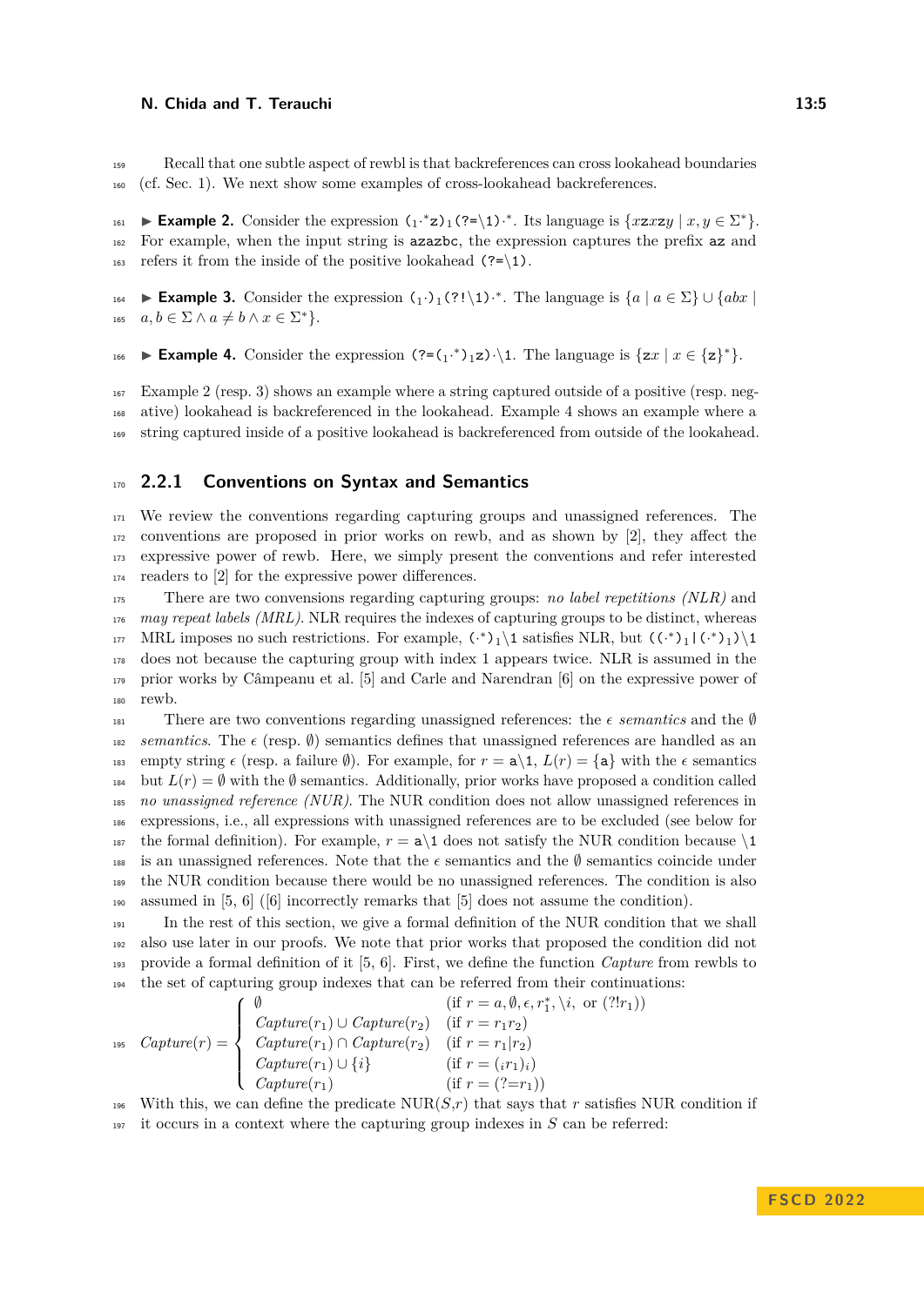Recall that one subtle aspect of rewbl is that backreferences can cross lookahead boundaries (cf. Sec. 1). We next show some examples of cross-lookahead backreferences.

▶ **Example 2.** Consider the expression $(_1 \cdot^* \mathtt{z})_1 (\mathtt{?=}\backslash 1) \cdot^*$. Its language is $\{xzxzy \mid x, y \in \Sigma^*\}$. For example, when the input string is `azazbc`, the expression captures the prefix `az` and refers it from the inside of the positive lookahead `(?=\1)`.

▶ **Example 3.** Consider the expression $(_1 \cdot)_1 (\mathtt{?!}\backslash 1) \cdot^*$. The language is $\{a \mid a \in \Sigma\} \cup \{abx \mid a, b \in \Sigma \wedge a \neq b \wedge x \in \Sigma^*\}$.

▶ **Example 4.** Consider the expression $(\mathtt{?=}(_1 \cdot^*)_1 \mathtt{z}) \cdot \backslash 1$. The language is $\{zx \mid x \in \{\mathtt{z}\}^*\}$.

Example 2 (resp. 3) shows an example where a string captured outside of a positive (resp. negative) lookahead is backreferenced in the lookahead. Example 4 shows an example where a string captured inside of a positive lookahead is backreferenced from outside of the lookahead.

### 2.2.1 Conventions on Syntax and Semantics

We review the conventions regarding capturing groups and unassigned references. The conventions are proposed in prior works on rewb, and as shown by [2], they affect the expressive power of rewb. Here, we simply present the conventions and refer interested readers to [2] for the expressive power differences.

There are two convensions regarding capturing groups: *no label repetitions (NLR)* and *may repeat labels (MRL)*. NLR requires the indexes of capturing groups to be distinct, whereas MRL imposes no such restrictions. For example, $(\cdot^*)_1\backslash 1$ satisfies NLR, but $((\cdot^*)_1 | (\cdot^*)_1)\backslash 1$ does not because the capturing group with index 1 appears twice. NLR is assumed in the prior works by Câmpeanu et al. [5] and Carle and Narendran [6] on the expressive power of rewb.

There are two conventions regarding unassigned references: the $\epsilon$ *semantics* and the $\emptyset$ *semantics*. The $\epsilon$ (resp. $\emptyset$) semantics defines that unassigned references are handled as an empty string $\epsilon$ (resp. a failure $\emptyset$). For example, for $r = \mathtt{a}\backslash 1$, $L(r) = \{\mathtt{a}\}$ with the $\epsilon$ semantics but $L(r) = \emptyset$ with the $\emptyset$ semantics. Additionally, prior works have proposed a condition called *no unassigned reference (NUR)*. The NUR condition does not allow unassigned references in expressions, i.e., all expressions with unassigned references are to be excluded (see below for the formal definition). For example, $r = \mathtt{a}\backslash 1$ does not satisfy the NUR condition because $\backslash 1$ is an unassigned references. Note that the $\epsilon$ semantics and the $\emptyset$ semantics coincide under the NUR condition because there would be no unassigned references. The condition is also assumed in [5, 6] ([6] incorrectly remarks that [5] does not assume the condition).

In the rest of this section, we give a formal definition of the NUR condition that we shall also use later in our proofs. We note that prior works that proposed the condition did not provide a formal definition of it [5, 6]. First, we define the function *Capture* from rewbls to the set of capturing group indexes that can be referred from their continuations:

$$
Capture(r) = \begin{cases} \emptyset & (\text{if } r = a, \emptyset, \epsilon, r_1^*, \backslash i, \text{ or } (?!r_1)) \\ Capture(r_1) \cup Capture(r_2) & (\text{if } r = r_1 r_2) \\ Capture(r_1) \cap Capture(r_2) & (\text{if } r = r_1 | r_2) \\ Capture(r_1) \cup \{i\} & (\text{if } r = (_i r_1)_i) \\ Capture(r_1) & (\text{if } r = (?=r_1)) \end{cases}
$$

With this, we can define the predicate NUR($S$,$r$) that says that $r$ satisfies NUR condition if it occurs in a context where the capturing group indexes in $S$ can be referred: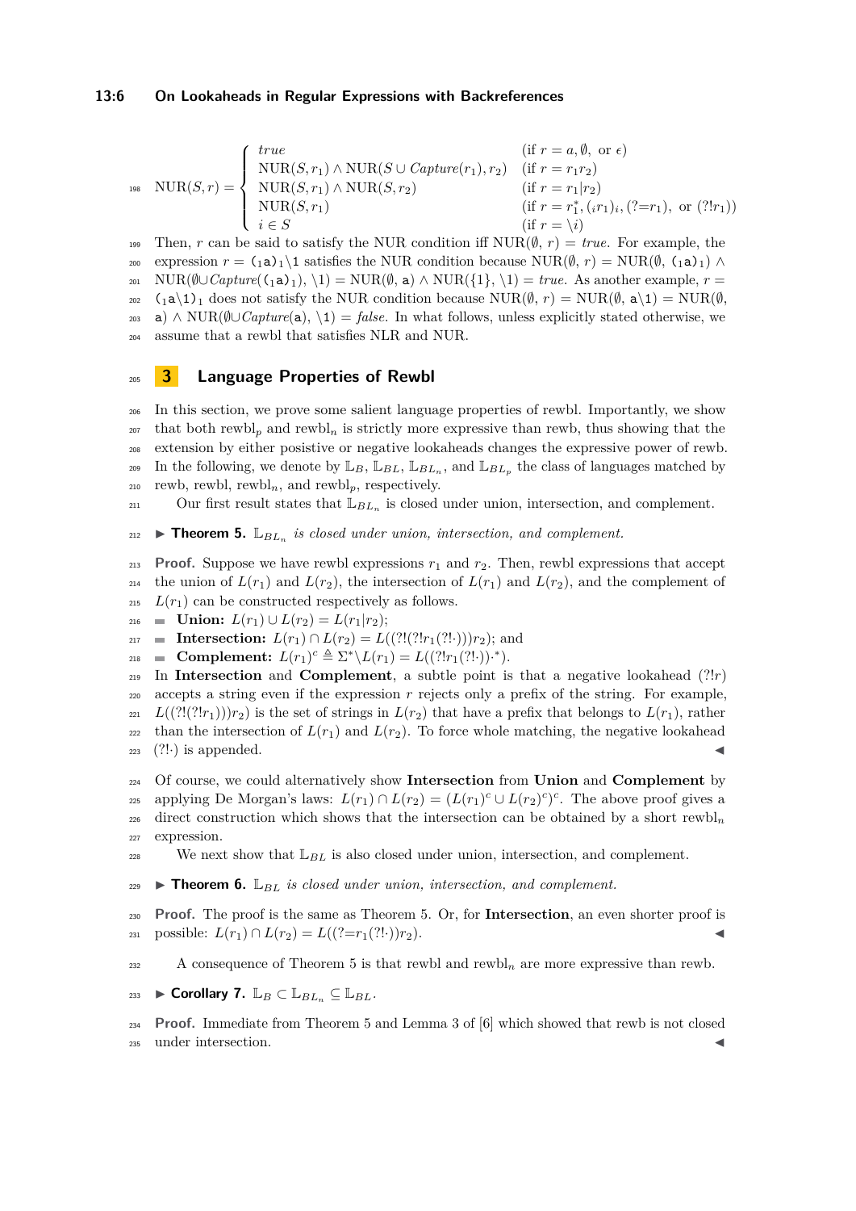$$\mathrm{NUR}(S,r) = \begin{cases} \mathit{true} & (\text{if } r = a, \emptyset, \text{ or } \epsilon) \\ \mathrm{NUR}(S,r_1) \wedge \mathrm{NUR}(S \cup \mathit{Capture}(r_1), r_2) & (\text{if } r = r_1 r_2) \\ \mathrm{NUR}(S,r_1) \wedge \mathrm{NUR}(S,r_2) & (\text{if } r = r_1 | r_2) \\ \mathrm{NUR}(S,r_1) & (\text{if } r = r_1^*, ({}_i r_1)_i, (?{=}r_1), \text{ or } (?!r_1)) \\ i \in S & (\text{if } r = \backslash i) \end{cases}$$

Then, $r$ can be said to satisfy the NUR condition iff $\mathrm{NUR}(\emptyset, r) = \mathit{true}$. For example, the expression $r = ({}_1\mathtt{a})_1\backslash 1$ satisfies the NUR condition because $\mathrm{NUR}(\emptyset, r) = \mathrm{NUR}(\emptyset, ({}_1\mathtt{a})_1) \wedge \mathrm{NUR}(\emptyset \cup \mathit{Capture}(({}_1\mathtt{a})_1), \backslash 1) = \mathrm{NUR}(\emptyset, \mathtt{a}) \wedge \mathrm{NUR}(\{1\}, \backslash 1) = \mathit{true}$. As another example, $r = ({}_1\mathtt{a}\backslash 1)_1$ does not satisfy the NUR condition because $\mathrm{NUR}(\emptyset, r) = \mathrm{NUR}(\emptyset, \mathtt{a}\backslash 1) = \mathrm{NUR}(\emptyset, \mathtt{a}) \wedge \mathrm{NUR}(\emptyset \cup \mathit{Capture}(\mathtt{a}), \backslash 1) = \mathit{false}$. In what follows, unless explicitly stated otherwise, we assume that a rewbl that satisfies NLR and NUR.

## 3 Language Properties of Rewbl

In this section, we prove some salient language properties of rewbl. Importantly, we show that both rewbl$_p$ and rewbl$_n$ is strictly more expressive than rewb, thus showing that the extension by either posistive or negative lookaheads changes the expressive power of rewb. In the following, we denote by $\mathbb{L}_B$, $\mathbb{L}_{BL}$, $\mathbb{L}_{BL_n}$, and $\mathbb{L}_{BL_p}$ the class of languages matched by rewb, rewbl, rewbl$_n$, and rewbl$_p$, respectively.

Our first result states that $\mathbb{L}_{BL_n}$ is closed under union, intersection, and complement.

▶ **Theorem 5.** *$\mathbb{L}_{BL_n}$ is closed under union, intersection, and complement.*

**Proof.** Suppose we have rewbl expressions $r_1$ and $r_2$. Then, rewbl expressions that accept the union of $L(r_1)$ and $L(r_2)$, the intersection of $L(r_1)$ and $L(r_2)$, and the complement of $L(r_1)$ can be constructed respectively as follows.

- **Union:** $L(r_1) \cup L(r_2) = L(r_1|r_2)$;
- **Intersection:** $L(r_1) \cap L(r_2) = L((?!(?!r_1(?!\cdot)))r_2)$; and
- **Complement:** $L(r_1)^c \triangleq \Sigma^* \backslash L(r_1) = L(((?!r_1(?!\cdot))\cdot)^*)$.

In **Intersection** and **Complement**, a subtle point is that a negative lookahead $(?!r)$ accepts a string even if the expression $r$ rejects only a prefix of the string. For example, $L((?!(?!r_1))r_2)$ is the set of strings in $L(r_2)$ that have a prefix that belongs to $L(r_1)$, rather than the intersection of $L(r_1)$ and $L(r_2)$. To force whole matching, the negative lookahead $(?!\cdot)$ is appended. ◀

Of course, we could alternatively show **Intersection** from **Union** and **Complement** by applying De Morgan's laws: $L(r_1) \cap L(r_2) = (L(r_1)^c \cup L(r_2)^c)^c$. The above proof gives a direct construction which shows that the intersection can be obtained by a short rewbl$_n$ expression.

We next show that $\mathbb{L}_{BL}$ is also closed under union, intersection, and complement.

▶ **Theorem 6.** *$\mathbb{L}_{BL}$ is closed under union, intersection, and complement.*

**Proof.** The proof is the same as Theorem 5. Or, for **Intersection**, an even shorter proof is possible: $L(r_1) \cap L(r_2) = L((?{=}r_1(?!\cdot))r_2)$. ◀

A consequence of Theorem 5 is that rewbl and rewbl$_n$ are more expressive than rewb.

▶ **Corollary 7.** *$\mathbb{L}_B \subset \mathbb{L}_{BL_n} \subseteq \mathbb{L}_{BL}$.*

**Proof.** Immediate from Theorem 5 and Lemma 3 of [6] which showed that rewb is not closed under intersection. ◀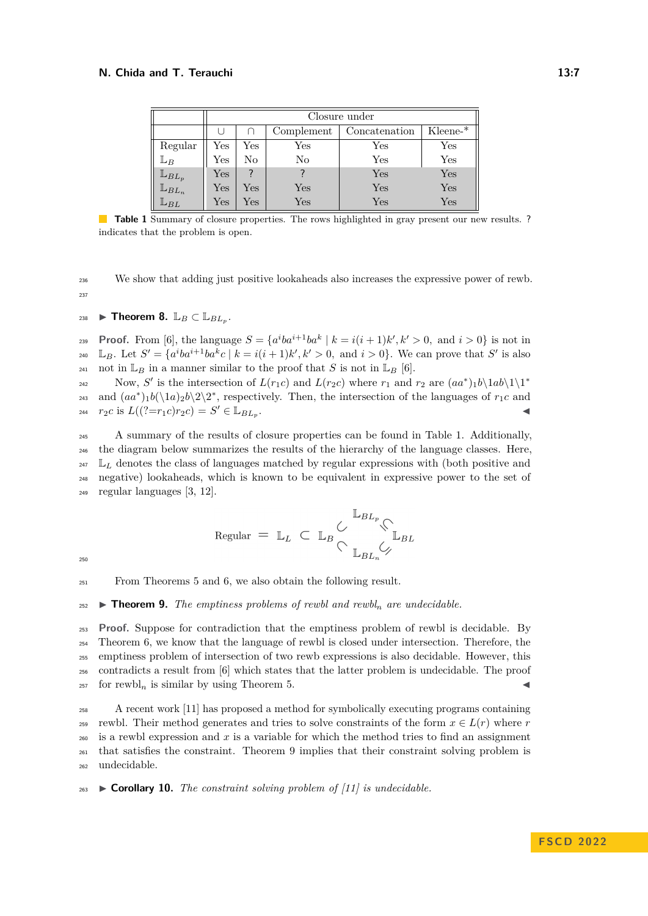| | Closure under | | | | |
|---|---|---|---|---|---|
| | $\cup$ | $\cap$ | Complement | Concatenation | Kleene-* |
| Regular | Yes | Yes | Yes | Yes | Yes |
| $\mathbb{L}_B$ | Yes | No | No | Yes | Yes |
| $\mathbb{L}_{BL_p}$ | Yes | ? | ? | Yes | Yes |
| $\mathbb{L}_{BL_n}$ | Yes | Yes | Yes | Yes | Yes |
| $\mathbb{L}_{BL}$ | Yes | Yes | Yes | Yes | Yes |

**Table 1** Summary of closure properties. The rows highlighted in gray present our new results. ? indicates that the problem is open.

We show that adding just positive lookaheads also increases the expressive power of rewb.

▶ **Theorem 8.** $\mathbb{L}_B \subset \mathbb{L}_{BL_p}$.

**Proof.** From [6], the language $S = \{a^iba^{i+1}ba^k \mid k = i(i+1)k', k' > 0, \text{ and } i > 0\}$ is not in $\mathbb{L}_B$. Let $S' = \{a^iba^{i+1}ba^kc \mid k = i(i+1)k', k' > 0, \text{ and } i > 0\}$. We can prove that $S'$ is also not in $\mathbb{L}_B$ in a manner similar to the proof that $S$ is not in $\mathbb{L}_B$ [6].

Now, $S'$ is the intersection of $L(r_1c)$ and $L(r_2c)$ where $r_1$ and $r_2$ are $(aa^*)_1b\backslash 1ab\backslash 1\backslash 1^*$ and $(aa^*)_1b(\backslash 1a)_2b\backslash 2\backslash 2^*$, respectively. Then, the intersection of the languages of $r_1c$ and $r_2c$ is $L((?{=}r_1c)r_2c) = S' \in \mathbb{L}_{BL_p}$. ◀

A summary of the results of closure properties can be found in Table 1. Additionally, the diagram below summarizes the results of the hierarchy of the language classes. Here, $\mathbb{L}_L$ denotes the class of languages matched by regular expressions with (both positive and negative) lookaheads, which is known to be equivalent in expressive power to the set of regular languages [3, 12].

$$\text{Regular} = \mathbb{L}_L \subset \mathbb{L}_B \begin{array}{c} \subsetneq \mathbb{L}_{BL_p} \subseteq \\ \\ \subsetneq \mathbb{L}_{BL_n} \subsetneq \end{array} \mathbb{L}_{BL}$$

From Theorems 5 and 6, we also obtain the following result.

▶ **Theorem 9.** *The emptiness problems of rewbl and rewbl$_n$ are undecidable.*

**Proof.** Suppose for contradiction that the emptiness problem of rewbl is decidable. By Theorem 6, we know that the language of rewbl is closed under intersection. Therefore, the emptiness problem of intersection of two rewb expressions is also decidable. However, this contradicts a result from [6] which states that the latter problem is undecidable. The proof for rewbl$_n$ is similar by using Theorem 5. ◀

A recent work [11] has proposed a method for symbolically executing programs containing rewbl. Their method generates and tries to solve constraints of the form $x \in L(r)$ where $r$ is a rewbl expression and $x$ is a variable for which the method tries to find an assignment that satisfies the constraint. Theorem 9 implies that their constraint solving problem is undecidable.

▶ **Corollary 10.** *The constraint solving problem of [11] is undecidable.*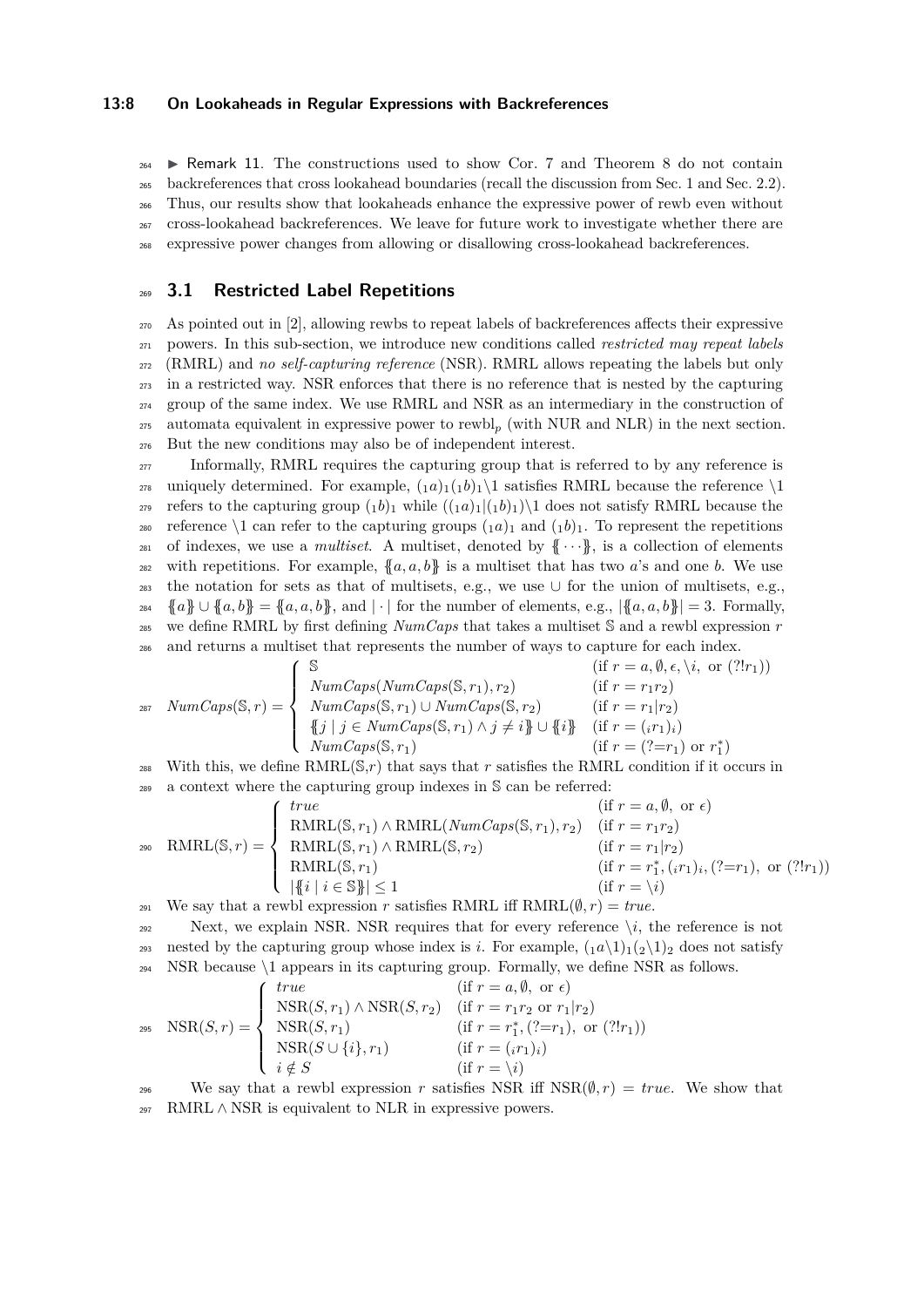▶ Remark 11. The constructions used to show Cor. 7 and Theorem 8 do not contain backreferences that cross lookahead boundaries (recall the discussion from Sec. 1 and Sec. 2.2). Thus, our results show that lookaheads enhance the expressive power of rewb even without cross-lookahead backreferences. We leave for future work to investigate whether there are expressive power changes from allowing or disallowing cross-lookahead backreferences.

## 3.1 Restricted Label Repetitions

As pointed out in [2], allowing rewbs to repeat labels of backreferences affects their expressive powers. In this sub-section, we introduce new conditions called *restricted may repeat labels* (RMRL) and *no self-capturing reference* (NSR). RMRL allows repeating the labels but only in a restricted way. NSR enforces that there is no reference that is nested by the capturing group of the same index. We use RMRL and NSR as an intermediary in the construction of automata equivalent in expressive power to rewbl$_p$ (with NUR and NLR) in the next section. But the new conditions may also be of independent interest.

Informally, RMRL requires the capturing group that is referred to by any reference is uniquely determined. For example, $({}_1a)_1({}_1b)_1\backslash 1$ satisfies RMRL because the reference $\backslash 1$ refers to the capturing group $({}_1b)_1$ while $(({}_1a)_1|({}_1b)_1)\backslash 1$ does not satisfy RMRL because the reference $\backslash 1$ can refer to the capturing groups $({}_1a)_1$ and $({}_1b)_1$. To represent the repetitions of indexes, we use a *multiset*. A multiset, denoted by $\{\!\{\cdots\}\!\}$, is a collection of elements with repetitions. For example, $\{\!\{a, a, b\}\!\}$ is a multiset that has two $a$'s and one $b$. We use the notation for sets as that of multisets, e.g., we use $\cup$ for the union of multisets, e.g., $\{\!\{a\}\!\} \cup \{\!\{a, b\}\!\} = \{\!\{a, a, b\}\!\}$, and $|\cdot|$ for the number of elements, e.g., $|\{\!\{a, a, b\}\!\}| = 3$. Formally, we define RMRL by first defining *NumCaps* that takes a multiset $\mathbb{S}$ and a rewbl expression $r$ and returns a multiset that represents the number of ways to capture for each index.

$$
\mathit{NumCaps}(\mathbb{S}, r) = \begin{cases}
\mathbb{S} & (\text{if } r = a, \emptyset, \epsilon, \backslash i, \text{ or } (?!r_1)) \\
\mathit{NumCaps}(\mathit{NumCaps}(\mathbb{S}, r_1), r_2) & (\text{if } r = r_1 r_2) \\
\mathit{NumCaps}(\mathbb{S}, r_1) \cup \mathit{NumCaps}(\mathbb{S}, r_2) & (\text{if } r = r_1 | r_2) \\
\{\!\{j \mid j \in \mathit{NumCaps}(\mathbb{S}, r_1) \wedge j \neq i\}\!\} \cup \{\!\{i\}\!\} & (\text{if } r = ({}_i r_1)_i) \\
\mathit{NumCaps}(\mathbb{S}, r_1) & (\text{if } r = (?{=}r_1) \text{ or } r_1^*)
\end{cases}
$$

With this, we define RMRL($\mathbb{S}$,$r$) that says that $r$ satisfies the RMRL condition if it occurs in a context where the capturing group indexes in $\mathbb{S}$ can be referred:

$$
\mathrm{RMRL}(\mathbb{S}, r) = \begin{cases}
\mathit{true} & (\text{if } r = a, \emptyset, \text{ or } \epsilon) \\
\mathrm{RMRL}(\mathbb{S}, r_1) \wedge \mathrm{RMRL}(\mathit{NumCaps}(\mathbb{S}, r_1), r_2) & (\text{if } r = r_1 r_2) \\
\mathrm{RMRL}(\mathbb{S}, r_1) \wedge \mathrm{RMRL}(\mathbb{S}, r_2) & (\text{if } r = r_1 | r_2) \\
\mathrm{RMRL}(\mathbb{S}, r_1) & (\text{if } r = r_1^*, ({}_i r_1)_i, (?{=}r_1), \text{ or } (?!r_1)) \\
|\{\!\{i \mid i \in \mathbb{S}\}\!\}| \leq 1 & (\text{if } r = \backslash i)
\end{cases}
$$

We say that a rewbl expression $r$ satisfies RMRL iff $\mathrm{RMRL}(\emptyset, r) = \mathit{true}$.

Next, we explain NSR. NSR requires that for every reference $\backslash i$, the reference is not nested by the capturing group whose index is $i$. For example, $({}_1a\backslash 1)_1({}_2\backslash 1)_2$ does not satisfy NSR because $\backslash 1$ appears in its capturing group. Formally, we define NSR as follows.

$$
\mathrm{NSR}(S, r) = \begin{cases}
\mathit{true} & (\text{if } r = a, \emptyset, \text{ or } \epsilon) \\
\mathrm{NSR}(S, r_1) \wedge \mathrm{NSR}(S, r_2) & (\text{if } r = r_1 r_2 \text{ or } r_1 | r_2) \\
\mathrm{NSR}(S, r_1) & (\text{if } r = r_1^*, (?{=}r_1), \text{ or } (?!r_1)) \\
\mathrm{NSR}(S \cup \{i\}, r_1) & (\text{if } r = ({}_i r_1)_i) \\
i \notin S & (\text{if } r = \backslash i)
\end{cases}
$$

We say that a rewbl expression $r$ satisfies NSR iff $\mathrm{NSR}(\emptyset, r) = \mathit{true}$. We show that RMRL $\wedge$ NSR is equivalent to NLR in expressive powers.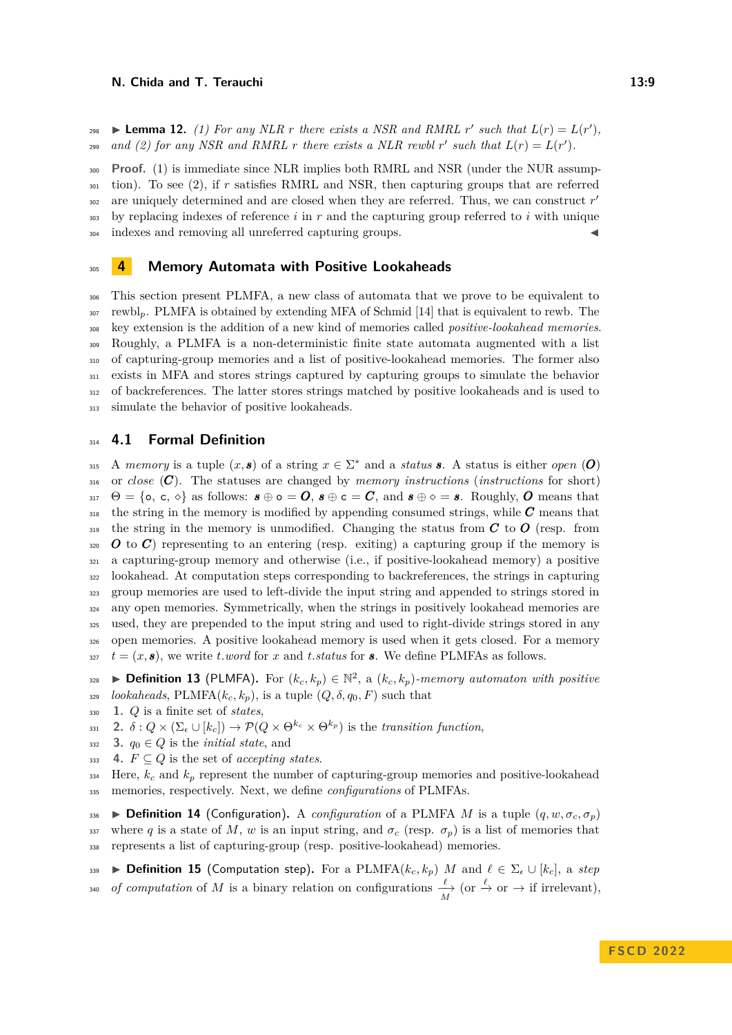▶ **Lemma 12.** *(1) For any NLR $r$ there exists a NSR and RMRL $r'$ such that $L(r) = L(r')$, and (2) for any NSR and RMRL $r$ there exists a NLR rewbl $r'$ such that $L(r) = L(r')$.*

**Proof.** (1) is immediate since NLR implies both RMRL and NSR (under the NUR assumption). To see (2), if $r$ satisfies RMRL and NSR, then capturing groups that are referred are uniquely determined and are closed when they are referred. Thus, we can construct $r'$ by replacing indexes of reference $i$ in $r$ and the capturing group referred to $i$ with unique indexes and removing all unreferred capturing groups. ◀

## 4 Memory Automata with Positive Lookaheads

This section present PLMFA, a new class of automata that we prove to be equivalent to rewbl$_p$. PLMFA is obtained by extending MFA of Schmid [14] that is equivalent to rewb. The key extension is the addition of a new kind of memories called *positive-lookahead memories*. Roughly, a PLMFA is a non-deterministic finite state automata augmented with a list of capturing-group memories and a list of positive-lookahead memories. The former also exists in MFA and stores strings captured by capturing groups to simulate the behavior of backreferences. The latter stores strings matched by positive lookaheads and is used to simulate the behavior of positive lookaheads.

### 4.1 Formal Definition

A *memory* is a tuple $(x, \boldsymbol{s})$ of a string $x \in \Sigma^*$ and a *status* $\boldsymbol{s}$. A status is either *open* ($\boldsymbol{O}$) or *close* ($\boldsymbol{C}$). The statuses are changed by *memory instructions* (*instructions* for short) $\Theta = \{\mathsf{o}, \mathsf{c}, \diamond\}$ as follows: $\boldsymbol{s} \oplus \mathsf{o} = \boldsymbol{O}$, $\boldsymbol{s} \oplus \mathsf{c} = \boldsymbol{C}$, and $\boldsymbol{s} \oplus \diamond = \boldsymbol{s}$. Roughly, $\boldsymbol{O}$ means that the string in the memory is modified by appending consumed strings, while $\boldsymbol{C}$ means that the string in the memory is unmodified. Changing the status from $\boldsymbol{C}$ to $\boldsymbol{O}$ (resp. from $\boldsymbol{O}$ to $\boldsymbol{C}$) representing to an entering (resp. exiting) a capturing group if the memory is a capturing-group memory and otherwise (i.e., if positive-lookahead memory) a positive lookahead. At computation steps corresponding to backreferences, the strings in capturing group memories are used to left-divide the input string and appended to strings stored in any open memories. Symmetrically, when the strings in positively lookahead memories are used, they are prepended to the input string and used to right-divide strings stored in any open memories. A positive lookahead memory is used when it gets closed. For a memory $t = (x, \boldsymbol{s})$, we write $t.word$ for $x$ and $t.status$ for $\boldsymbol{s}$. We define PLMFAs as follows.

▶ **Definition 13** (PLMFA). For $(k_c, k_p) \in \mathbb{N}^2$, a *$(k_c, k_p)$-memory automaton with positive lookaheads*, PLMFA$(k_c, k_p)$, is a tuple $(Q, \delta, q_0, F)$ such that

1. $Q$ is a finite set of *states*,
2. $\delta : Q \times (\Sigma_\epsilon \cup [k_c]) \to \mathcal{P}(Q \times \Theta^{k_c} \times \Theta^{k_p})$ is the *transition function*,
3. $q_0 \in Q$ is the *initial state*, and
4. $F \subseteq Q$ is the set of *accepting states*.

Here, $k_c$ and $k_p$ represent the number of capturing-group memories and positive-lookahead memories, respectively. Next, we define *configurations* of PLMFAs.

▶ **Definition 14** (Configuration). A *configuration* of a PLMFA $M$ is a tuple $(q, w, \sigma_c, \sigma_p)$ where $q$ is a state of $M$, $w$ is an input string, and $\sigma_c$ (resp. $\sigma_p$) is a list of memories that represents a list of capturing-group (resp. positive-lookahead) memories.

▶ **Definition 15** (Computation step). For a PLMFA$(k_c, k_p)$ $M$ and $\ell \in \Sigma_\epsilon \cup [k_c]$, a *step of computation* of $M$ is a binary relation on configurations $\xrightarrow[M]{\ell}$ (or $\xrightarrow{\ell}$ or $\to$ if irrelevant),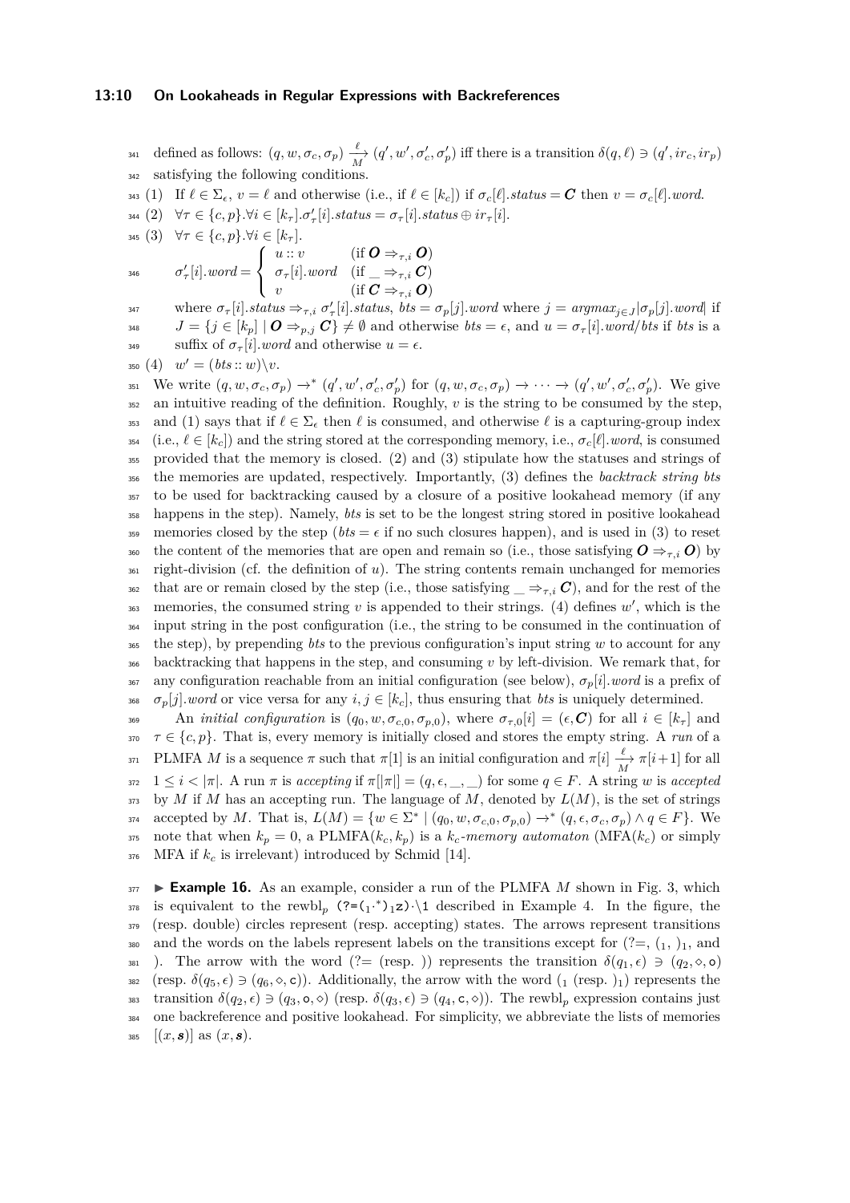defined as follows: $(q, w, \sigma_c, \sigma_p) \xrightarrow[M]{\ell} (q', w', \sigma'_c, \sigma'_p)$ iff there is a transition $\delta(q, \ell) \ni (q', ir_c, ir_p)$ satisfying the following conditions.

(1) If $\ell \in \Sigma_\epsilon$, $v = \ell$ and otherwise (i.e., if $\ell \in [k_c]$) if $\sigma_c[\ell].status = \boldsymbol{C}$ then $v = \sigma_c[\ell].word$.

(2) $\forall \tau \in \{c, p\}. \forall i \in [k_\tau]. \sigma'_\tau[i].status = \sigma_\tau[i].status \oplus ir_\tau[i]$.

(3) $\forall \tau \in \{c, p\}. \forall i \in [k_\tau]$.

$$\sigma'_\tau[i].word = \begin{cases} u :: v & (\text{if } \boldsymbol{O} \Rightarrow_{\tau,i} \boldsymbol{O}) \\ \sigma_\tau[i].word & (\text{if } \_ \Rightarrow_{\tau,i} \boldsymbol{C}) \\ v & (\text{if } \boldsymbol{C} \Rightarrow_{\tau,i} \boldsymbol{O}) \end{cases}$$

where $\sigma_\tau[i].status \Rightarrow_{\tau,i} \sigma'_\tau[i].status$, $bts = \sigma_p[j].word$ where $j = argmax_{j \in J} |\sigma_p[j].word|$ if $J = \{j \in [k_p] \mid \boldsymbol{O} \Rightarrow_{p,j} \boldsymbol{C}\} \neq \emptyset$ and otherwise $bts = \epsilon$, and $u = \sigma_\tau[i].word / bts$ if $bts$ is a suffix of $\sigma_\tau[i].word$ and otherwise $u = \epsilon$.

(4) $w' = (bts :: w) \backslash v$.

We write $(q, w, \sigma_c, \sigma_p) \to^* (q', w', \sigma'_c, \sigma'_p)$ for $(q, w, \sigma_c, \sigma_p) \to \cdots \to (q', w', \sigma'_c, \sigma'_p)$. We give an intuitive reading of the definition. Roughly, $v$ is the string to be consumed by the step, and (1) says that if $\ell \in \Sigma_\epsilon$ then $\ell$ is consumed, and otherwise $\ell$ is a capturing-group index (i.e., $\ell \in [k_c]$) and the string stored at the corresponding memory, i.e., $\sigma_c[\ell].word$, is consumed provided that the memory is closed. (2) and (3) stipulate how the statuses and strings of the memories are updated, respectively. Importantly, (3) defines the *backtrack string bts* to be used for backtracking caused by a closure of a positive lookahead memory (if any happens in the step). Namely, *bts* is set to be the longest string stored in positive lookahead memories closed by the step ($bts = \epsilon$ if no such closures happen), and is used in (3) to reset the content of the memories that are open and remain so (i.e., those satisfying $\boldsymbol{O} \Rightarrow_{\tau,i} \boldsymbol{O}$) by right-division (cf. the definition of $u$). The string contents remain unchanged for memories that are or remain closed by the step (i.e., those satisfying $\_ \Rightarrow_{\tau,i} \boldsymbol{C}$), and for the rest of the memories, the consumed string $v$ is appended to their strings. (4) defines $w'$, which is the input string in the post configuration (i.e., the string to be consumed in the continuation of the step), by prepending *bts* to the previous configuration's input string $w$ to account for any backtracking that happens in the step, and consuming $v$ by left-division. We remark that, for any configuration reachable from an initial configuration (see below), $\sigma_p[i].word$ is a prefix of $\sigma_p[j].word$ or vice versa for any $i, j \in [k_c]$, thus ensuring that *bts* is uniquely determined.

An *initial configuration* is $(q_0, w, \sigma_{c,0}, \sigma_{p,0})$, where $\sigma_{\tau,0}[i] = (\epsilon, \boldsymbol{C})$ for all $i \in [k_\tau]$ and $\tau \in \{c, p\}$. That is, every memory is initially closed and stores the empty string. A *run* of a PLMFA $M$ is a sequence $\pi$ such that $\pi[1]$ is an initial configuration and $\pi[i] \xrightarrow[M]{\ell} \pi[i+1]$ for all $1 \leq i < |\pi|$. A run $\pi$ is *accepting* if $\pi[|\pi|] = (q, \epsilon, \_, \_)$ for some $q \in F$. A string $w$ is *accepted* by $M$ if $M$ has an accepting run. The language of $M$, denoted by $L(M)$, is the set of strings accepted by $M$. That is, $L(M) = \{w \in \Sigma^* \mid (q_0, w, \sigma_{c,0}, \sigma_{p,0}) \to^* (q, \epsilon, \sigma_c, \sigma_p) \wedge q \in F\}$. We note that when $k_p = 0$, a PLMFA$(k_c, k_p)$ is a $k_c$*-memory automaton* (MFA$(k_c)$ or simply MFA if $k_c$ is irrelevant) introduced by Schmid [14].

▶ **Example 16.** As an example, consider a run of the PLMFA $M$ shown in Fig. 3, which is equivalent to the rewbl$_p$ `(?=`$(_1$`.*`$)_1$`z)`$\cdot$`\1` described in Example 4. In the figure, the (resp. double) circles represent (resp. accepting) states. The arrows represent transitions and the words on the labels represent labels on the transitions except for (?=, $(_1$, $)_1$, and ). The arrow with the word (?= (resp. )) represents the transition $\delta(q_1, \epsilon) \ni (q_2, \diamond, \mathtt{o})$ (resp. $\delta(q_5, \epsilon) \ni (q_6, \diamond, \mathtt{c})$). Additionally, the arrow with the word $(_1$ (resp. $)_1$) represents the transition $\delta(q_2, \epsilon) \ni (q_3, \mathtt{o}, \diamond)$ (resp. $\delta(q_3, \epsilon) \ni (q_4, \mathtt{c}, \diamond)$). The rewbl$_p$ expression contains just one backreference and positive lookahead. For simplicity, we abbreviate the lists of memories $[(x, \boldsymbol{s})]$ as $(x, \boldsymbol{s})$.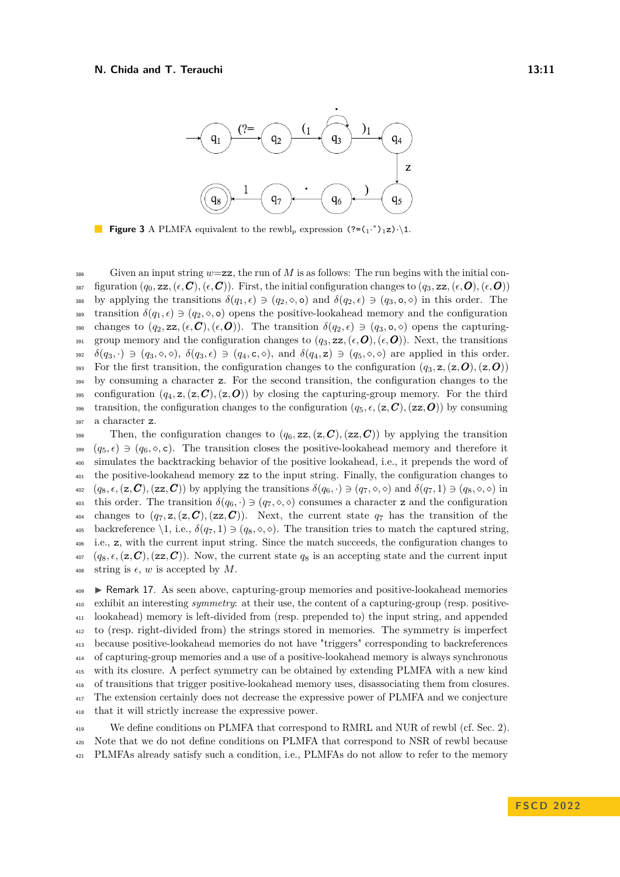**Figure 3** A PLMFA equivalent to the rewbl$_p$ expression `(?=(₁·*)₁z)·\1`.

Given an input string $w$=zz, the run of $M$ is as follows: The run begins with the initial configuration $(q_0, \mathtt{zz}, (\epsilon, \boldsymbol{C}), (\epsilon, \boldsymbol{C}))$. First, the initial configuration changes to $(q_3, \mathtt{zz}, (\epsilon, \boldsymbol{O}), (\epsilon, \boldsymbol{O}))$ by applying the transitions $\delta(q_1, \epsilon) \ni (q_2, \diamond, \mathtt{o})$ and $\delta(q_2, \epsilon) \ni (q_3, \mathtt{o}, \diamond)$ in this order. The transition $\delta(q_1, \epsilon) \ni (q_2, \diamond, \mathtt{o})$ opens the positive-lookahead memory and the configuration changes to $(q_2, \mathtt{zz}, (\epsilon, \boldsymbol{C}), (\epsilon, \boldsymbol{O}))$. The transition $\delta(q_2, \epsilon) \ni (q_3, \mathtt{o}, \diamond)$ opens the capturing-group memory and the configuration changes to $(q_3, \mathtt{zz}, (\epsilon, \boldsymbol{O}), (\epsilon, \boldsymbol{O}))$. Next, the transitions $\delta(q_3, \cdot) \ni (q_3, \diamond, \diamond)$, $\delta(q_3, \epsilon) \ni (q_4, \mathtt{c}, \diamond)$, and $\delta(q_4, \mathtt{z}) \ni (q_5, \diamond, \diamond)$ are applied in this order. For the first transition, the configuration changes to the configuration $(q_3, \mathtt{z}, (\mathtt{z}, \boldsymbol{O}), (\mathtt{z}, \boldsymbol{O}))$ by consuming a character z. For the second transition, the configuration changes to the configuration $(q_4, \mathtt{z}, (\mathtt{z}, \boldsymbol{C}), (\mathtt{z}, \boldsymbol{O}))$ by closing the capturing-group memory. For the third transition, the configuration changes to the configuration $(q_5, \epsilon, (\mathtt{z}, \boldsymbol{C}), (\mathtt{zz}, \boldsymbol{O}))$ by consuming a character z.

Then, the configuration changes to $(q_6, \mathtt{zz}, (\mathtt{z}, \boldsymbol{C}), (\mathtt{zz}, \boldsymbol{C}))$ by applying the transition $(q_5, \epsilon) \ni (q_6, \diamond, \mathtt{c})$. The transition closes the positive-lookahead memory and therefore it simulates the backtracking behavior of the positive lookahead, i.e., it prepends the word of the positive-lookahead memory zz to the input string. Finally, the configuration changes to $(q_8, \epsilon, (\mathtt{z}, \boldsymbol{C}), (\mathtt{zz}, \boldsymbol{C}))$ by applying the transitions $\delta(q_6, \cdot) \ni (q_7, \diamond, \diamond)$ and $\delta(q_7, 1) \ni (q_8, \diamond, \diamond)$ in this order. The transition $\delta(q_6, \cdot) \ni (q_7, \diamond, \diamond)$ consumes a character z and the configuration changes to $(q_7, \mathtt{z}, (\mathtt{z}, \boldsymbol{C}), (\mathtt{zz}, \boldsymbol{C}))$. Next, the current state $q_7$ has the transition of the backreference \1, i.e., $\delta(q_7, 1) \ni (q_8, \diamond, \diamond)$. The transition tries to match the captured string, i.e., z, with the current input string. Since the match succeeds, the configuration changes to $(q_8, \epsilon, (\mathtt{z}, \boldsymbol{C}), (\mathtt{zz}, \boldsymbol{C}))$. Now, the current state $q_8$ is an accepting state and the current input string is $\epsilon$, $w$ is accepted by $M$.

▶ Remark 17. As seen above, capturing-group memories and positive-lookahead memories exhibit an interesting *symmetry*: at their use, the content of a capturing-group (resp. positive-lookahead) memory is left-divided from (resp. prepended to) the input string, and appended to (resp. right-divided from) the strings stored in memories. The symmetry is imperfect because positive-lookahead memories do not have "triggers" corresponding to backreferences of capturing-group memories and a use of a positive-lookahead memory is always synchronous with its closure. A perfect symmetry can be obtained by extending PLMFA with a new kind of transitions that trigger positive-lookahead memory uses, disassociating them from closures. The extension certainly does not decrease the expressive power of PLMFA and we conjecture that it will strictly increase the expressive power.

We define conditions on PLMFA that correspond to RMRL and NUR of rewbl (cf. Sec. 2). Note that we do not define conditions on PLMFA that correspond to NSR of rewbl because PLMFAs already satisfy such a condition, i.e., PLMFAs do not allow to refer to the memory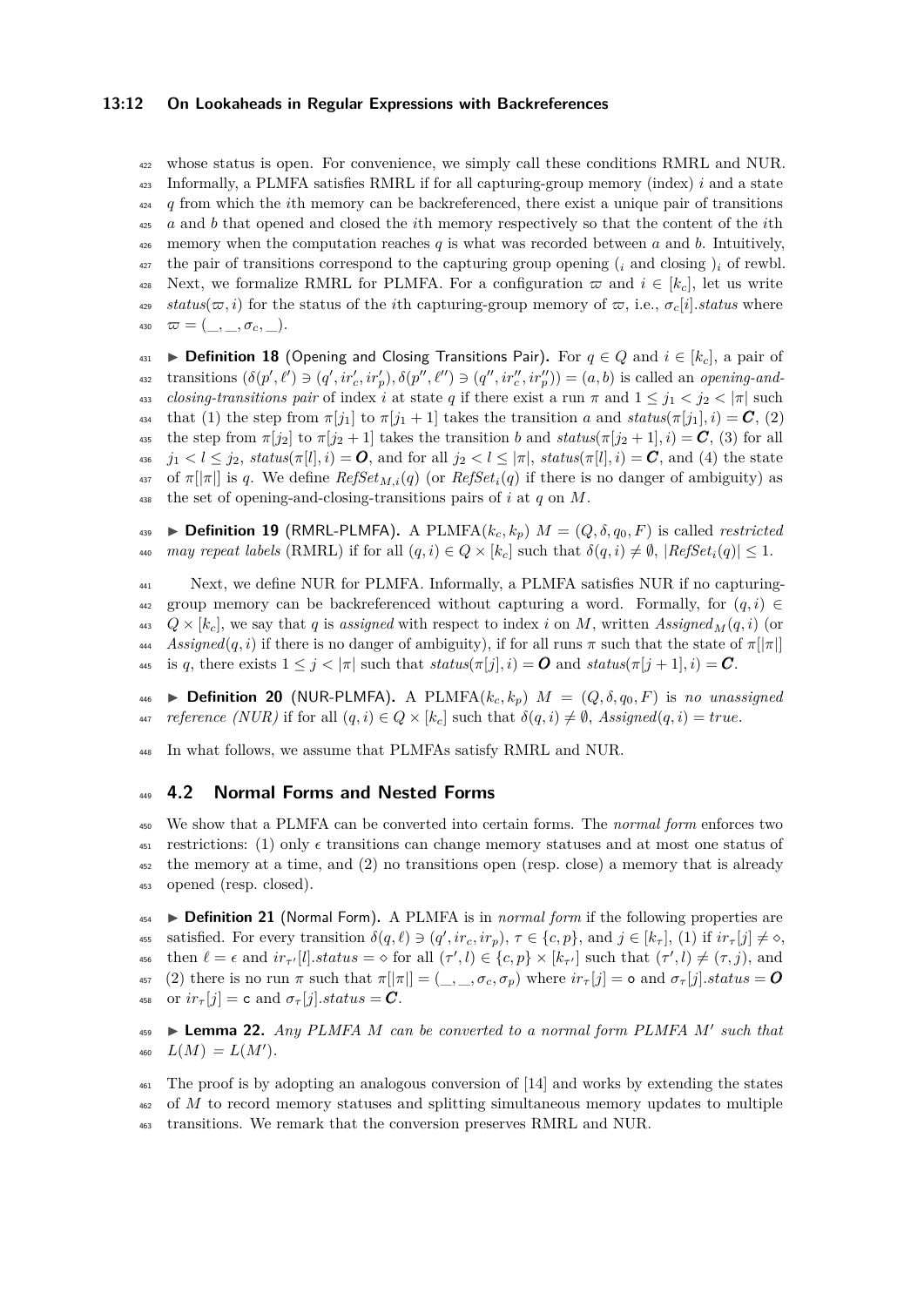whose status is open. For convenience, we simply call these conditions RMRL and NUR. Informally, a PLMFA satisfies RMRL if for all capturing-group memory (index) $i$ and a state $q$ from which the $i$th memory can be backreferenced, there exist a unique pair of transitions $a$ and $b$ that opened and closed the $i$th memory respectively so that the content of the $i$th memory when the computation reaches $q$ is what was recorded between $a$ and $b$. Intuitively, the pair of transitions correspond to the capturing group opening $(_i$ and closing $)_i$ of rewbl. Next, we formalize RMRL for PLMFA. For a configuration $\varpi$ and $i \in [k_c]$, let us write $status(\varpi, i)$ for the status of the $i$th capturing-group memory of $\varpi$, i.e., $\sigma_c[i].status$ where $\varpi = (\_, \_, \sigma_c, \_)$.

▶ **Definition 18** (Opening and Closing Transitions Pair). For $q \in Q$ and $i \in [k_c]$, a pair of transitions $(\delta(p', \ell') \ni (q', ir'_c, ir'_p), \delta(p'', \ell'') \ni (q'', ir''_c, ir''_p)) = (a, b)$ is called an *opening-and-closing-transitions pair* of index $i$ at state $q$ if there exist a run $\pi$ and $1 \leq j_1 < j_2 < |\pi|$ such that (1) the step from $\pi[j_1]$ to $\pi[j_1 + 1]$ takes the transition $a$ and $status(\pi[j_1], i) = \boldsymbol{C}$, (2) the step from $\pi[j_2]$ to $\pi[j_2 + 1]$ takes the transition $b$ and $status(\pi[j_2 + 1], i) = \boldsymbol{C}$, (3) for all $j_1 < l \leq j_2$, $status(\pi[l], i) = \boldsymbol{O}$, and for all $j_2 < l \leq |\pi|$, $status(\pi[l], i) = \boldsymbol{C}$, and (4) the state of $\pi[|\pi|]$ is $q$. We define $RefSet_{M,i}(q)$ (or $RefSet_i(q)$ if there is no danger of ambiguity) as the set of opening-and-closing-transitions pairs of $i$ at $q$ on $M$.

▶ **Definition 19** (RMRL-PLMFA). A PLMFA$(k_c, k_p)$ $M = (Q, \delta, q_0, F)$ is called *restricted may repeat labels* (RMRL) if for all $(q, i) \in Q \times [k_c]$ such that $\delta(q, i) \neq \emptyset$, $|RefSet_i(q)| \leq 1$.

Next, we define NUR for PLMFA. Informally, a PLMFA satisfies NUR if no capturing-group memory can be backreferenced without capturing a word. Formally, for $(q, i) \in Q \times [k_c]$, we say that $q$ is *assigned* with respect to index $i$ on $M$, written $Assigned_M(q, i)$ (or $Assigned(q, i)$ if there is no danger of ambiguity), if for all runs $\pi$ such that the state of $\pi[|\pi|]$ is $q$, there exists $1 \leq j < |\pi|$ such that $status(\pi[j], i) = \boldsymbol{O}$ and $status(\pi[j + 1], i) = \boldsymbol{C}$.

▶ **Definition 20** (NUR-PLMFA). A PLMFA$(k_c, k_p)$ $M = (Q, \delta, q_0, F)$ is *no unassigned reference (NUR)* if for all $(q, i) \in Q \times [k_c]$ such that $\delta(q, i) \neq \emptyset$, $Assigned(q, i) = true$.

In what follows, we assume that PLMFAs satisfy RMRL and NUR.

## 4.2 Normal Forms and Nested Forms

We show that a PLMFA can be converted into certain forms. The *normal form* enforces two restrictions: (1) only $\epsilon$ transitions can change memory statuses and at most one status of the memory at a time, and (2) no transitions open (resp. close) a memory that is already opened (resp. closed).

▶ **Definition 21** (Normal Form). A PLMFA is in *normal form* if the following properties are satisfied. For every transition $\delta(q, \ell) \ni (q', ir_c, ir_p)$, $\tau \in \{c, p\}$, and $j \in [k_\tau]$, (1) if $ir_\tau[j] \neq \diamond$, then $\ell = \epsilon$ and $ir_{\tau'}[l].status = \diamond$ for all $(\tau', l) \in \{c, p\} \times [k_{\tau'}]$ such that $(\tau', l) \neq (\tau, j)$, and (2) there is no run $\pi$ such that $\pi[|\pi|] = (\_, \_, \sigma_c, \sigma_p)$ where $ir_\tau[j] = \mathsf{o}$ and $\sigma_\tau[j].status = \boldsymbol{O}$ or $ir_\tau[j] = \mathsf{c}$ and $\sigma_\tau[j].status = \boldsymbol{C}$.

▶ **Lemma 22.** *Any PLMFA $M$ can be converted to a normal form PLMFA $M'$ such that $L(M) = L(M')$.*

The proof is by adopting an analogous conversion of [14] and works by extending the states of $M$ to record memory statuses and splitting simultaneous memory updates to multiple transitions. We remark that the conversion preserves RMRL and NUR.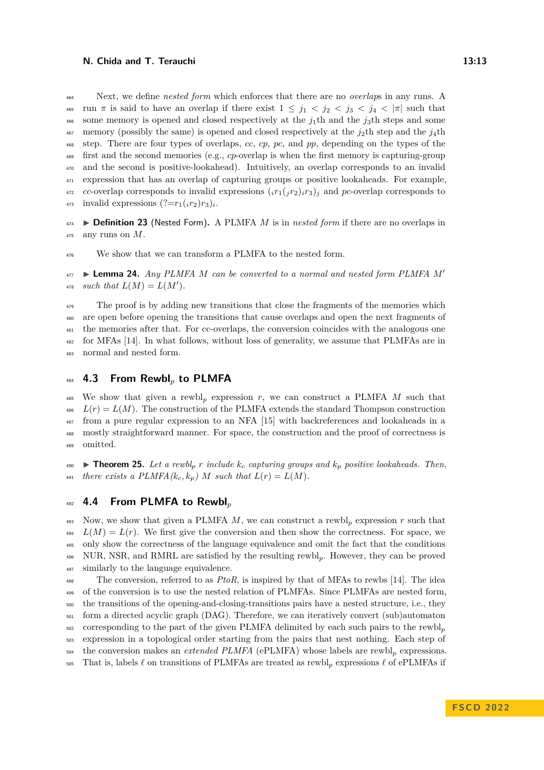Next, we define *nested form* which enforces that there are no *overlaps* in any runs. A run $\pi$ is said to have an overlap if there exist $1 \leq j_1 < j_2 < j_3 < j_4 < |\pi|$ such that some memory is opened and closed respectively at the $j_1$th and the $j_3$th steps and some memory (possibly the same) is opened and closed respectively at the $j_2$th step and the $j_4$th step. There are four types of overlaps, *cc*, *cp*, *pc*, and *pp*, depending on the types of the first and the second memories (e.g., *cp*-overlap is when the first memory is capturing-group and the second is positive-lookahead). Intuitively, an overlap corresponds to an invalid expression that has an overlap of capturing groups or positive lookaheads. For example, *cc*-overlap corresponds to invalid expressions $({}_i r_1 ({}_j r_2 )_i r_3)_j$ and *pc*-overlap corresponds to invalid expressions $(?{=}r_1({}_i r_2) r_3)_i$.

▶ **Definition 23** (Nested Form). A PLMFA $M$ is in *nested form* if there are no overlaps in any runs on $M$.

We show that we can transform a PLMFA to the nested form.

▶ **Lemma 24.** *Any PLMFA $M$ can be converted to a normal and nested form PLMFA $M'$ such that $L(M) = L(M')$.*

The proof is by adding new transitions that close the fragments of the memories which are open before opening the transitions that cause overlaps and open the next fragments of the memories after that. For cc-overlaps, the conversion coincides with the analogous one for MFAs [14]. In what follows, without loss of generality, we assume that PLMFAs are in normal and nested form.

## 4.3 From Rewbl$_p$ to PLMFA

We show that given a rewbl$_p$ expression $r$, we can construct a PLMFA $M$ such that $L(r) = L(M)$. The construction of the PLMFA extends the standard Thompson construction from a pure regular expression to an NFA [15] with backreferences and lookaheads in a mostly straightforward manner. For space, the construction and the proof of correctness is omitted.

▶ **Theorem 25.** *Let a rewbl$_p$ $r$ include $k_c$ capturing groups and $k_p$ positive lookaheads. Then, there exists a PLMFA$(k_c, k_p)$ $M$ such that $L(r) = L(M)$.*

## 4.4 From PLMFA to Rewbl$_p$

Now, we show that given a PLMFA $M$, we can construct a rewbl$_p$ expression $r$ such that $L(M) = L(r)$. We first give the conversion and then show the correctness. For space, we only show the correctness of the language equivalence and omit the fact that the conditions NUR, NSR, and RMRL are satisfied by the resulting rewbl$_p$. However, they can be proved similarly to the language equivalence.

The conversion, referred to as *PtoR*, is inspired by that of MFAs to rewbs [14]. The idea of the conversion is to use the nested relation of PLMFAs. Since PLMFAs are nested form, the transitions of the opening-and-closing-transitions pairs have a nested structure, i.e., they form a directed acyclic graph (DAG). Therefore, we can iteratively convert (sub)automaton corresponding to the part of the given PLMFA delimited by each such pairs to the rewbl$_p$ expression in a topological order starting from the pairs that nest nothing. Each step of the conversion makes an *extended PLMFA* (ePLMFA) whose labels are rewbl$_p$ expressions. That is, labels $\ell$ on transitions of PLMFAs are treated as rewbl$_p$ expressions $\ell$ of ePLMFAs if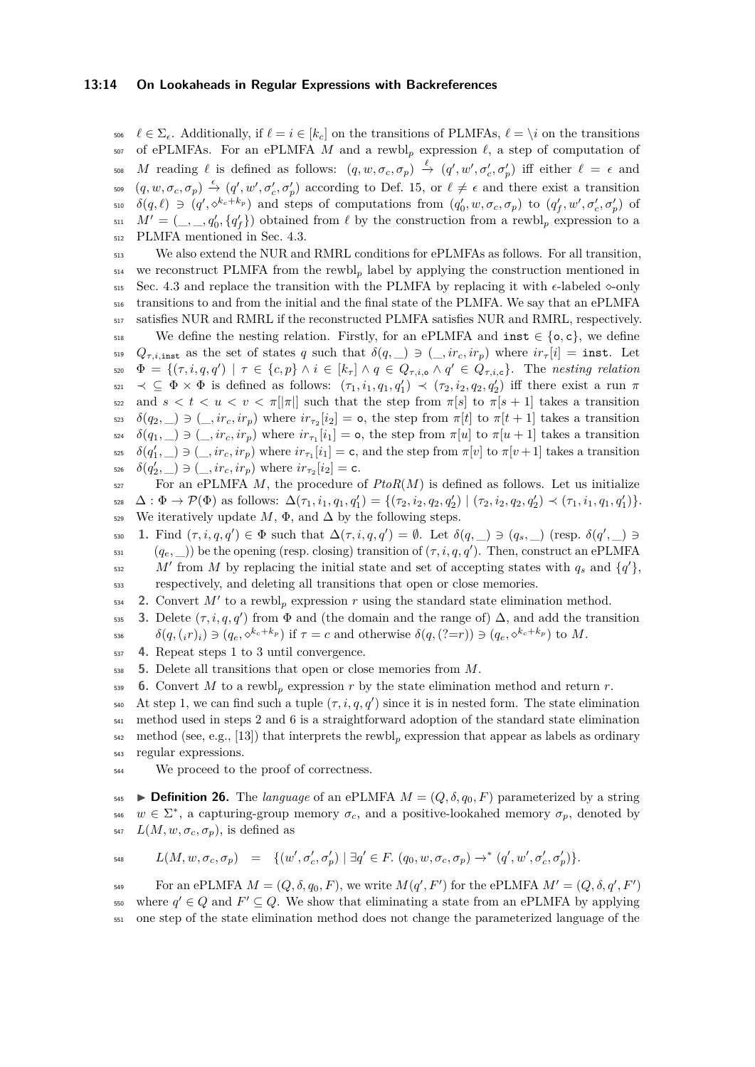$\ell \in \Sigma_\epsilon$. Additionally, if $\ell = i \in [k_c]$ on the transitions of PLMFAs, $\ell = \backslash i$ on the transitions of ePLMFAs. For an ePLMFA $M$ and a rewbl$_p$ expression $\ell$, a step of computation of $M$ reading $\ell$ is defined as follows: $(q, w, \sigma_c, \sigma_p) \xrightarrow{\ell} (q', w', \sigma'_c, \sigma'_p)$ iff either $\ell = \epsilon$ and $(q, w, \sigma_c, \sigma_p) \xrightarrow{\epsilon} (q', w', \sigma'_c, \sigma'_p)$ according to Def. 15, or $\ell \neq \epsilon$ and there exist a transition $\delta(q, \ell) \ni (q', \diamond^{k_c+k_p})$ and steps of computations from $(q'_0, w, \sigma_c, \sigma_p)$ to $(q'_f, w', \sigma'_c, \sigma'_p)$ of $M' = (\_, \_, q'_0, \{q'_f\})$ obtained from $\ell$ by the construction from a rewbl$_p$ expression to a PLMFA mentioned in Sec. 4.3.

We also extend the NUR and RMRL conditions for ePLMFAs as follows. For all transition, we reconstruct PLMFA from the rewbl$_p$ label by applying the construction mentioned in Sec. 4.3 and replace the transition with the PLMFA by replacing it with $\epsilon$-labeled $\diamond$-only transitions to and from the initial and the final state of the PLMFA. We say that an ePLMFA satisfies NUR and RMRL if the reconstructed PLMFA satisfies NUR and RMRL, respectively.

We define the nesting relation. Firstly, for an ePLMFA and $\texttt{inst} \in \{\texttt{o}, \texttt{c}\}$, we define $Q_{\tau,i,\texttt{inst}}$ as the set of states $q$ such that $\delta(q, \_) \ni (\_, ir_c, ir_p)$ where $ir_\tau[i] = \texttt{inst}$. Let $\Phi = \{(\tau, i, q, q') \mid \tau \in \{c, p\} \wedge i \in [k_\tau] \wedge q \in Q_{\tau,i,\texttt{o}} \wedge q' \in Q_{\tau,i,\texttt{c}}\}$. The *nesting relation* $\prec \subseteq \Phi \times \Phi$ is defined as follows: $(\tau_1, i_1, q_1, q'_1) \prec (\tau_2, i_2, q_2, q'_2)$ iff there exist a run $\pi$ and $s < t < u < v < \pi[|\pi|]$ such that the step from $\pi[s]$ to $\pi[s+1]$ takes a transition $\delta(q_2, \_) \ni (\_, ir_c, ir_p)$ where $ir_{\tau_2}[i_2] = \texttt{o}$, the step from $\pi[t]$ to $\pi[t+1]$ takes a transition $\delta(q_1, \_) \ni (\_, ir_c, ir_p)$ where $ir_{\tau_1}[i_1] = \texttt{o}$, the step from $\pi[u]$ to $\pi[u+1]$ takes a transition $\delta(q'_1, \_) \ni (\_, ir_c, ir_p)$ where $ir_{\tau_1}[i_1] = \texttt{c}$, and the step from $\pi[v]$ to $\pi[v+1]$ takes a transition $\delta(q'_2, \_) \ni (\_, ir_c, ir_p)$ where $ir_{\tau_2}[i_2] = \texttt{c}$.

For an ePLMFA $M$, the procedure of $PtoR(M)$ is defined as follows. Let us initialize $\Delta : \Phi \to \mathcal{P}(\Phi)$ as follows: $\Delta(\tau_1, i_1, q_1, q'_1) = \{(\tau_2, i_2, q_2, q'_2) \mid (\tau_2, i_2, q_2, q'_2) \prec (\tau_1, i_1, q_1, q'_1)\}$. We iteratively update $M$, $\Phi$, and $\Delta$ by the following steps.

1. Find $(\tau, i, q, q') \in \Phi$ such that $\Delta(\tau, i, q, q') = \emptyset$. Let $\delta(q, \_) \ni (q_s, \_)$ (resp. $\delta(q', \_) \ni (q_e, \_)$) be the opening (resp. closing) transition of $(\tau, i, q, q')$. Then, construct an ePLMFA $M'$ from $M$ by replacing the initial state and set of accepting states with $q_s$ and $\{q'\}$, respectively, and deleting all transitions that open or close memories.
2. Convert $M'$ to a rewbl$_p$ expression $r$ using the standard state elimination method.
3. Delete $(\tau, i, q, q')$ from $\Phi$ and (the domain and the range of) $\Delta$, and add the transition $\delta(q, ({}_i r)_i) \ni (q_e, \diamond^{k_c+k_p})$ if $\tau = c$ and otherwise $\delta(q, (?{=}r)) \ni (q_e, \diamond^{k_c+k_p})$ to $M$.
4. Repeat steps 1 to 3 until convergence.
5. Delete all transitions that open or close memories from $M$.
6. Convert $M$ to a rewbl$_p$ expression $r$ by the state elimination method and return $r$.

At step 1, we can find such a tuple $(\tau, i, q, q')$ since it is in nested form. The state elimination method used in steps 2 and 6 is a straightforward adoption of the standard state elimination method (see, e.g., [13]) that interprets the rewbl$_p$ expression that appear as labels as ordinary regular expressions.

We proceed to the proof of correctness.

**Definition 26.** The *language* of an ePLMFA $M = (Q, \delta, q_0, F)$ parameterized by a string $w \in \Sigma^*$, a capturing-group memory $\sigma_c$, and a positive-lookahed memory $\sigma_p$, denoted by $L(M, w, \sigma_c, \sigma_p)$, is defined as

$$L(M, w, \sigma_c, \sigma_p) \quad = \quad \{(w', \sigma'_c, \sigma'_p) \mid \exists q' \in F.\ (q_0, w, \sigma_c, \sigma_p) \to^* (q', w', \sigma'_c, \sigma'_p)\}.$$

For an ePLMFA $M = (Q, \delta, q_0, F)$, we write $M(q', F')$ for the ePLMFA $M' = (Q, \delta, q', F')$ where $q' \in Q$ and $F' \subseteq Q$. We show that eliminating a state from an ePLMFA by applying one step of the state elimination method does not change the parameterized language of the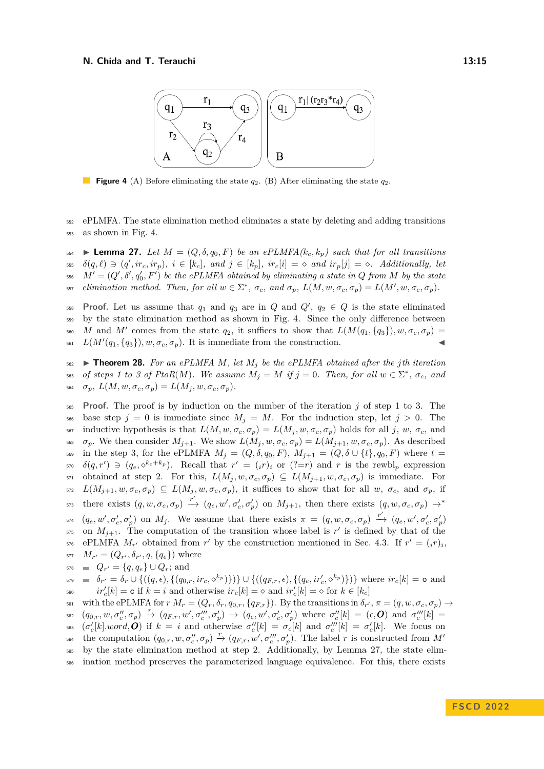**Figure 4** (A) Before eliminating the state $q_2$. (B) After eliminating the state $q_2$.

ePLMFA. The state elimination method eliminates a state by deleting and adding transitions as shown in Fig. 4.

▶ **Lemma 27.** *Let $M = (Q, \delta, q_0, F)$ be an ePLMFA$(k_c, k_p)$ such that for all transitions $\delta(q, \ell) \ni (q', ir_c, ir_p)$, $i \in [k_c]$, and $j \in [k_p]$, $ir_c[i] = \diamond$ and $ir_p[j] = \diamond$. Additionally, let $M' = (Q', \delta', q_0', F')$ be the ePLMFA obtained by eliminating a state in $Q$ from $M$ by the state elimination method. Then, for all $w \in \Sigma^*$, $\sigma_c$, and $\sigma_p$, $L(M, w, \sigma_c, \sigma_p) = L(M', w, \sigma_c, \sigma_p)$.*

**Proof.** Let us assume that $q_1$ and $q_3$ are in $Q$ and $Q'$, $q_2 \in Q$ is the state eliminated by the state elimination method as shown in Fig. 4. Since the only difference between $M$ and $M'$ comes from the state $q_2$, it suffices to show that $L(M(q_1, \{q_3\}), w, \sigma_c, \sigma_p) = L(M'(q_1, \{q_3\}), w, \sigma_c, \sigma_p)$. It is immediate from the construction. ◀

▶ **Theorem 28.** *For an ePLMFA $M$, let $M_j$ be the ePLMFA obtained after the $j$th iteration of steps 1 to 3 of $PtoR(M)$. We assume $M_j = M$ if $j = 0$. Then, for all $w \in \Sigma^*$, $\sigma_c$, and $\sigma_p$, $L(M, w, \sigma_c, \sigma_p) = L(M_j, w, \sigma_c, \sigma_p)$.*

**Proof.** The proof is by induction on the number of the iteration $j$ of step 1 to 3. The base step $j = 0$ is immediate since $M_j = M$. For the induction step, let $j > 0$. The inductive hypothesis is that $L(M, w, \sigma_c, \sigma_p) = L(M_j, w, \sigma_c, \sigma_p)$ holds for all $j$, $w$, $\sigma_c$, and $\sigma_p$. We then consider $M_{j+1}$. We show $L(M_j, w, \sigma_c, \sigma_p) = L(M_{j+1}, w, \sigma_c, \sigma_p)$. As described in the step 3, for the ePLMFA $M_j = (Q, \delta, q_0, F)$, $M_{j+1} = (Q, \delta \cup \{t\}, q_0, F)$ where $t = \delta(q, r') \ni (q_e, \diamond^{k_c+k_p})$. Recall that $r' = ({}_ir)_i$ or $(?{=}r)$ and $r$ is the rewbl$_p$ expression obtained at step 2. For this, $L(M_j, w, \sigma_c, \sigma_p) \subseteq L(M_{j+1}, w, \sigma_c, \sigma_p)$ is immediate. For $L(M_{j+1}, w, \sigma_c, \sigma_p) \subseteq L(M_j, w, \sigma_c, \sigma_p)$, it suffices to show that for all $w$, $\sigma_c$, and $\sigma_p$, if there exists $(q, w, \sigma_c, \sigma_p) \xrightarrow{r'} (q_e, w', \sigma_c', \sigma_p')$ on $M_{j+1}$, then there exists $(q, w, \sigma_c, \sigma_p) \to^* (q_e, w', \sigma_c', \sigma_p')$ on $M_j$. We assume that there exists $\pi = (q, w, \sigma_c, \sigma_p) \xrightarrow{r'} (q_e, w', \sigma_c', \sigma_p')$ on $M_{j+1}$. The computation of the transition whose label is $r'$ is defined by that of the ePLMFA $M_{r'}$ obtained from $r'$ by the construction mentioned in Sec. 4.3. If $r' = ({}_ir)_i$, $M_{r'} = (Q_{r'}, \delta_{r'}, q, \{q_e\})$ where

- $Q_{r'} = \{q, q_e\} \cup Q_r$; and
- $\delta_{r'} = \delta_r \cup \{((q, \epsilon), \{(q_{0,r}, ir_c, \diamond^{k_p})\})\} \cup \{((q_{F,r}, \epsilon), \{(q_e, ir_c', \diamond^{k_p})\})\}$ where $ir_c[k] = \mathtt{o}$ and $ir_c'[k] = \mathtt{c}$ if $k = i$ and otherwise $ir_c[k] = \diamond$ and $ir_c'[k] = \diamond$ for $k \in [k_c]$

with the ePLMFA for $r$ $M_r = (Q_r, \delta_r, q_{0,r}, \{q_{F,r}\})$. By the transitions in $\delta_{r'}$, $\pi = (q, w, \sigma_c, \sigma_p) \to (q_{0,r}, w, \sigma_c'', \sigma_p) \xrightarrow{r} (q_{F,r}, w', \sigma_c''', \sigma_p') \to (q_e, w', \sigma_c', \sigma_p')$ where $\sigma_c''[k] = (\epsilon, \boldsymbol{O})$ and $\sigma_c'''[k] = (\sigma_c'[k].word, \boldsymbol{O})$ if $k = i$ and otherwise $\sigma_c''[k] = \sigma_c[k]$ and $\sigma_c'''[k] = \sigma_c'[k]$. We focus on the computation $(q_{0,r}, w, \sigma_c'', \sigma_p) \xrightarrow{r} (q_{F,r}, w', \sigma_c''', \sigma_p')$. The label $r$ is constructed from $M'$ by the state elimination method at step 2. Additionally, by Lemma 27, the state elimination method preserves the parameterized language equivalence. For this, there exists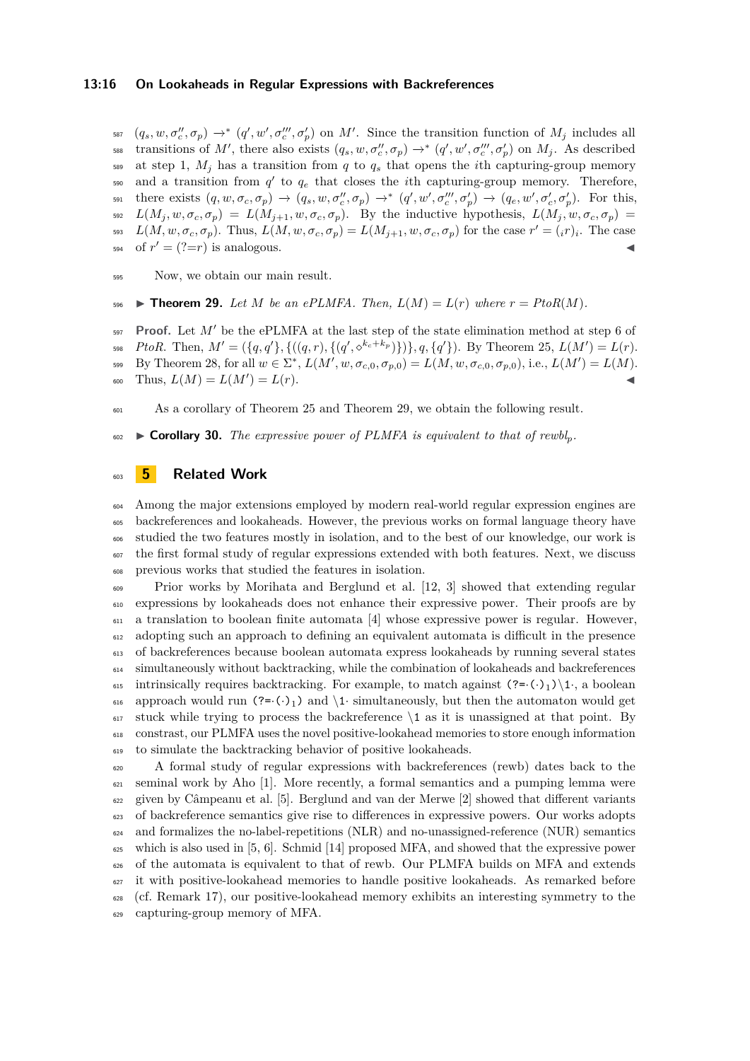$(q_s, w, \sigma_c'', \sigma_p) \to^* (q', w', \sigma_c''', \sigma_p')$ on $M'$. Since the transition function of $M_j$ includes all transitions of $M'$, there also exists $(q_s, w, \sigma_c'', \sigma_p) \to^* (q', w', \sigma_c''', \sigma_p')$ on $M_j$. As described at step 1, $M_j$ has a transition from $q$ to $q_s$ that opens the $i$th capturing-group memory and a transition from $q'$ to $q_e$ that closes the $i$th capturing-group memory. Therefore, there exists $(q, w, \sigma_c, \sigma_p) \to (q_s, w, \sigma_c'', \sigma_p) \to^* (q', w', \sigma_c''', \sigma_p') \to (q_e, w', \sigma_c', \sigma_p')$. For this, $L(M_j, w, \sigma_c, \sigma_p) = L(M_{j+1}, w, \sigma_c, \sigma_p)$. By the inductive hypothesis, $L(M_j, w, \sigma_c, \sigma_p) = L(M, w, \sigma_c, \sigma_p)$. Thus, $L(M, w, \sigma_c, \sigma_p) = L(M_{j+1}, w, \sigma_c, \sigma_p)$ for the case $r' = ({}_i r)_i$. The case of $r' = (?{=}r)$ is analogous. ◀

Now, we obtain our main result.

▶ **Theorem 29.** *Let $M$ be an ePLMFA. Then, $L(M) = L(r)$ where $r = PtoR(M)$.*

**Proof.** Let $M'$ be the ePLMFA at the last step of the state elimination method at step 6 of *PtoR*. Then, $M' = (\{q, q'\}, \{((q, r), \{(q', \diamond^{k_c+k_p})\})\}, q, \{q'\})$. By Theorem 25, $L(M') = L(r)$. By Theorem 28, for all $w \in \Sigma^*$, $L(M', w, \sigma_{c,0}, \sigma_{p,0}) = L(M, w, \sigma_{c,0}, \sigma_{p,0})$, i.e., $L(M') = L(M)$. Thus, $L(M) = L(M') = L(r)$. ◀

As a corollary of Theorem 25 and Theorem 29, we obtain the following result.

▶ **Corollary 30.** *The expressive power of PLMFA is equivalent to that of rewbl$_p$.*

## 5 Related Work

Among the major extensions employed by modern real-world regular expression engines are backreferences and lookaheads. However, the previous works on formal language theory have studied the two features mostly in isolation, and to the best of our knowledge, our work is the first formal study of regular expressions extended with both features. Next, we discuss previous works that studied the features in isolation.

Prior works by Morihata and Berglund et al. [12, 3] showed that extending regular expressions by lookaheads does not enhance their expressive power. Their proofs are by a translation to boolean finite automata [4] whose expressive power is regular. However, adopting such an approach to defining an equivalent automata is difficult in the presence of backreferences because boolean automata express lookaheads by running several states simultaneously without backtracking, while the combination of lookaheads and backreferences intrinsically requires backtracking. For example, to match against `(?=·(·)₁)\1·`, a boolean approach would run `(?=·(·)₁)` and `\1·` simultaneously, but then the automaton would get stuck while trying to process the backreference `\1` as it is unassigned at that point. By constrast, our PLMFA uses the novel positive-lookahead memories to store enough information to simulate the backtracking behavior of positive lookaheads.

A formal study of regular expressions with backreferences (rewb) dates back to the seminal work by Aho [1]. More recently, a formal semantics and a pumping lemma were given by Câmpeanu et al. [5]. Berglund and van der Merwe [2] showed that different variants of backreference semantics give rise to differences in expressive powers. Our works adopts and formalizes the no-label-repetitions (NLR) and no-unassigned-reference (NUR) semantics which is also used in [5, 6]. Schmid [14] proposed MFA, and showed that the expressive power of the automata is equivalent to that of rewb. Our PLMFA builds on MFA and extends it with positive-lookahead memories to handle positive lookaheads. As remarked before (cf. Remark 17), our positive-lookahead memory exhibits an interesting symmetry to the capturing-group memory of MFA.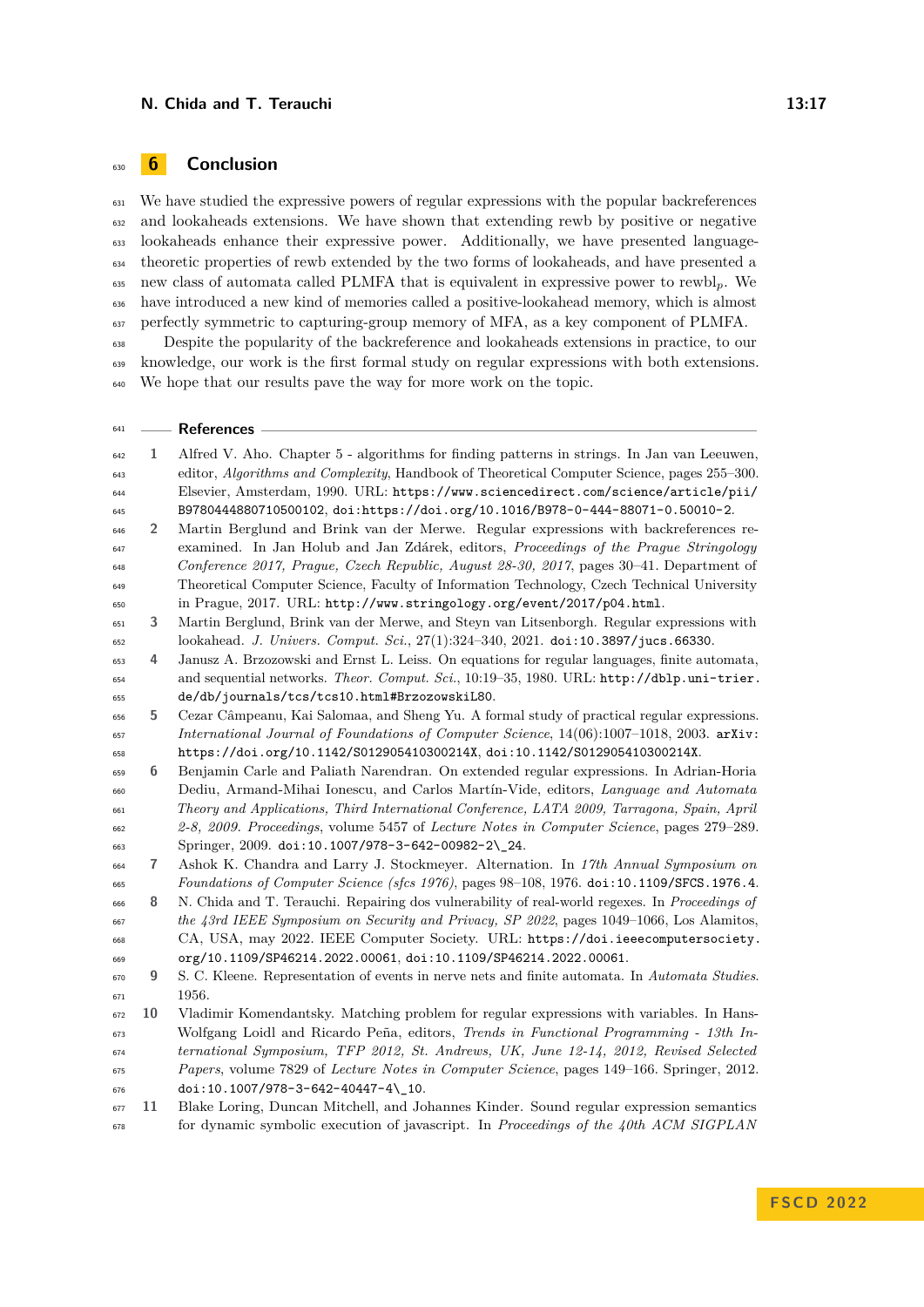## 6 Conclusion

We have studied the expressive powers of regular expressions with the popular backreferences and lookaheads extensions. We have shown that extending rewb by positive or negative lookaheads enhance their expressive power. Additionally, we have presented language-theoretic properties of rewb extended by the two forms of lookaheads, and have presented a new class of automata called PLMFA that is equivalent in expressive power to rewbl$_p$. We have introduced a new kind of memories called a positive-lookahead memory, which is almost perfectly symmetric to capturing-group memory of MFA, as a key component of PLMFA.

Despite the popularity of the backreference and lookaheads extensions in practice, to our knowledge, our work is the first formal study on regular expressions with both extensions. We hope that our results pave the way for more work on the topic.

### References

1. Alfred V. Aho. Chapter 5 - algorithms for finding patterns in strings. In Jan van Leeuwen, editor, *Algorithms and Complexity*, Handbook of Theoretical Computer Science, pages 255–300. Elsevier, Amsterdam, 1990. URL: https://www.sciencedirect.com/science/article/pii/B9780444880710500102, doi:https://doi.org/10.1016/B978-0-444-88071-0.50010-2.
2. Martin Berglund and Brink van der Merwe. Regular expressions with backreferences re-examined. In Jan Holub and Jan Zdárek, editors, *Proceedings of the Prague Stringology Conference 2017, Prague, Czech Republic, August 28-30, 2017*, pages 30–41. Department of Theoretical Computer Science, Faculty of Information Technology, Czech Technical University in Prague, 2017. URL: http://www.stringology.org/event/2017/p04.html.
3. Martin Berglund, Brink van der Merwe, and Steyn van Litsenborgh. Regular expressions with lookahead. *J. Univers. Comput. Sci.*, 27(1):324–340, 2021. doi:10.3897/jucs.66330.
4. Janusz A. Brzozowski and Ernst L. Leiss. On equations for regular languages, finite automata, and sequential networks. *Theor. Comput. Sci.*, 10:19–35, 1980. URL: http://dblp.uni-trier.de/db/journals/tcs/tcs10.html#BrzozowskiL80.
5. Cezar Câmpeanu, Kai Salomaa, and Sheng Yu. A formal study of practical regular expressions. *International Journal of Foundations of Computer Science*, 14(06):1007–1018, 2003. arXiv:https://doi.org/10.1142/S012905410300214X, doi:10.1142/S012905410300214X.
6. Benjamin Carle and Paliath Narendran. On extended regular expressions. In Adrian-Horia Dediu, Armand-Mihai Ionescu, and Carlos Martín-Vide, editors, *Language and Automata Theory and Applications, Third International Conference, LATA 2009, Tarragona, Spain, April 2-8, 2009. Proceedings*, volume 5457 of *Lecture Notes in Computer Science*, pages 279–289. Springer, 2009. doi:10.1007/978-3-642-00982-2\_24.
7. Ashok K. Chandra and Larry J. Stockmeyer. Alternation. In *17th Annual Symposium on Foundations of Computer Science (sfcs 1976)*, pages 98–108, 1976. doi:10.1109/SFCS.1976.4.
8. N. Chida and T. Terauchi. Repairing dos vulnerability of real-world regexes. In *Proceedings of the 43rd IEEE Symposium on Security and Privacy, SP 2022*, pages 1049–1066, Los Alamitos, CA, USA, may 2022. IEEE Computer Society. URL: https://doi.ieeecomputersociety.org/10.1109/SP46214.2022.00061, doi:10.1109/SP46214.2022.00061.
9. S. C. Kleene. Representation of events in nerve nets and finite automata. In *Automata Studies*. 1956.
10. Vladimir Komendantsky. Matching problem for regular expressions with variables. In Hans-Wolfgang Loidl and Ricardo Peña, editors, *Trends in Functional Programming - 13th International Symposium, TFP 2012, St. Andrews, UK, June 12-14, 2012, Revised Selected Papers*, volume 7829 of *Lecture Notes in Computer Science*, pages 149–166. Springer, 2012. doi:10.1007/978-3-642-40447-4\_10.
11. Blake Loring, Duncan Mitchell, and Johannes Kinder. Sound regular expression semantics for dynamic symbolic execution of javascript. In *Proceedings of the 40th ACM SIGPLAN*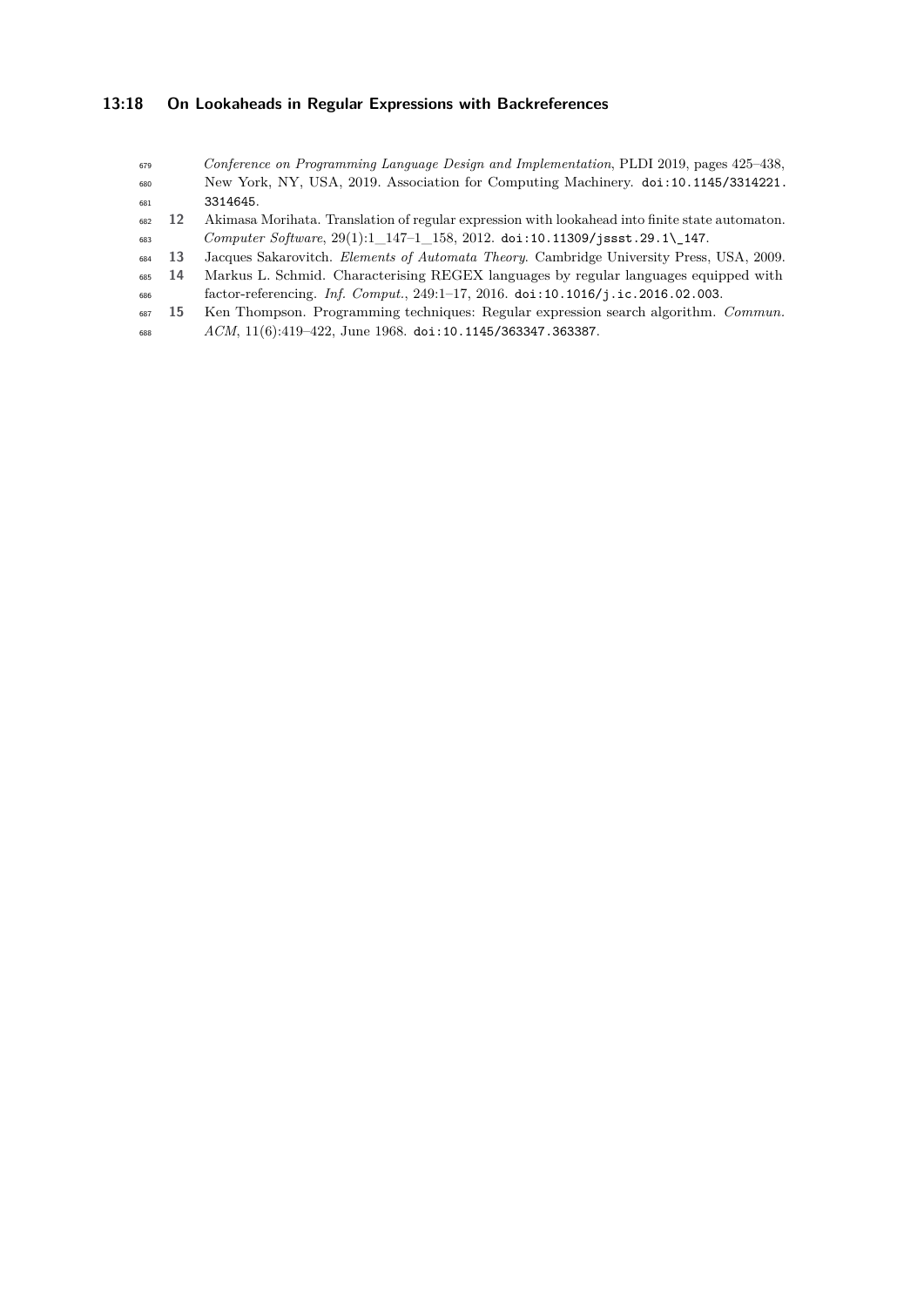*Conference on Programming Language Design and Implementation*, PLDI 2019, pages 425–438, New York, NY, USA, 2019. Association for Computing Machinery. doi:10.1145/3314221.3314645.

**12** Akimasa Morihata. Translation of regular expression with lookahead into finite state automaton. *Computer Software*, 29(1):1_147–1_158, 2012. doi:10.11309/jssst.29.1\_147.

**13** Jacques Sakarovitch. *Elements of Automata Theory*. Cambridge University Press, USA, 2009.

**14** Markus L. Schmid. Characterising REGEX languages by regular languages equipped with factor-referencing. *Inf. Comput.*, 249:1–17, 2016. doi:10.1016/j.ic.2016.02.003.

**15** Ken Thompson. Programming techniques: Regular expression search algorithm. *Commun. ACM*, 11(6):419–422, June 1968. doi:10.1145/363347.363387.